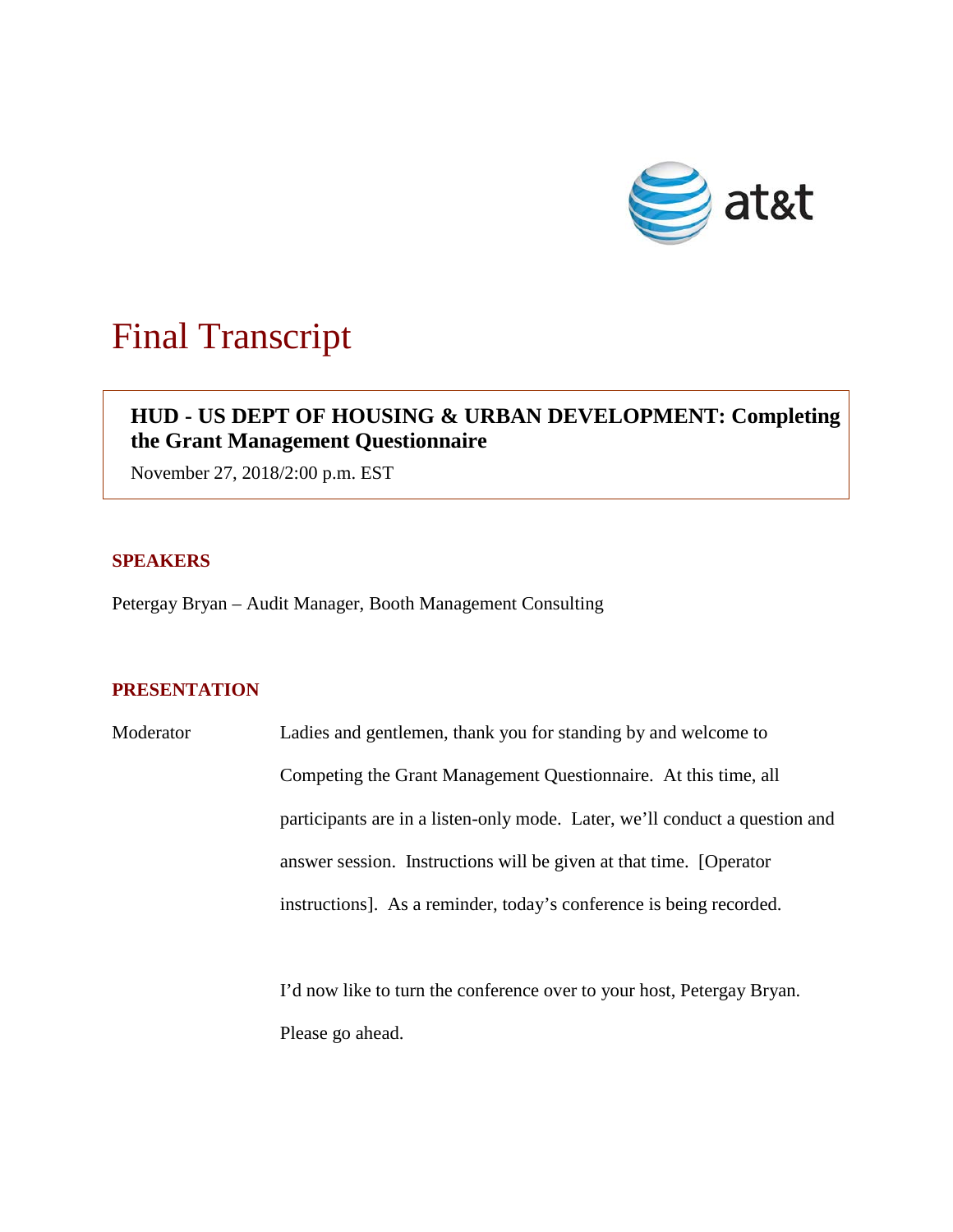at&t

# Final Transcript

**HUD - US DEPT OF HOUSING & URBAN DEVELOPMENT: Completing the Grant Management Questionnaire**

November 27, 2018/2:00 p.m. EST

## SPEAKERS

Petergay Bryan – Audit Manager, Booth Management Consulting

## PRESENTATION

Moderator

Ladies and gentlemen, thank you for standing by and welcome to Competing the Grant Management Questionnaire. At this time, all participants are in a listen-only mode. Later, we'll conduct a question and answer session. Instructions will be given at that time. [Operator instructions]. As a reminder, today's conference is being recorded.

I'd now like to turn the conference over to your host, Petergay Bryan. Please go ahead.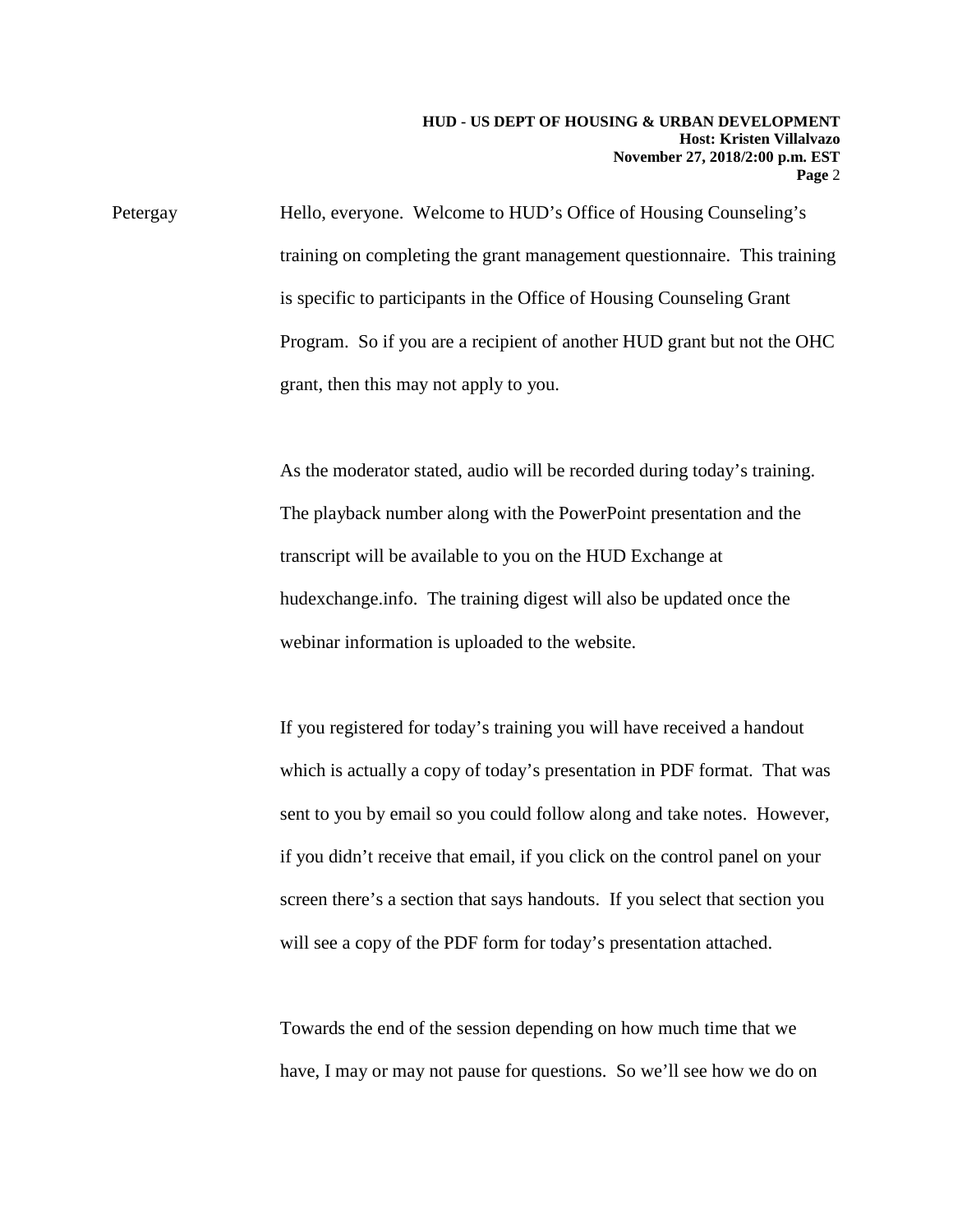Petergay Hello, everyone. Welcome to HUD's Office of Housing Counseling's training on completing the grant management questionnaire. This training is specific to participants in the Office of Housing Counseling Grant Program. So if you are a recipient of another HUD grant but not the OHC grant, then this may not apply to you.

As the moderator stated, audio will be recorded during today's training. The playback number along with the PowerPoint presentation and the transcript will be available to you on the HUD Exchange at hudexchange.info. The training digest will also be updated once the webinar information is uploaded to the website.

If you registered for today's training you will have received a handout which is actually a copy of today's presentation in PDF format. That was sent to you by email so you could follow along and take notes. However, if you didn't receive that email, if you click on the control panel on your screen there's a section that says handouts. If you select that section you will see a copy of the PDF form for today's presentation attached.

Towards the end of the session depending on how much time that we have, I may or may not pause for questions. So we'll see how we do on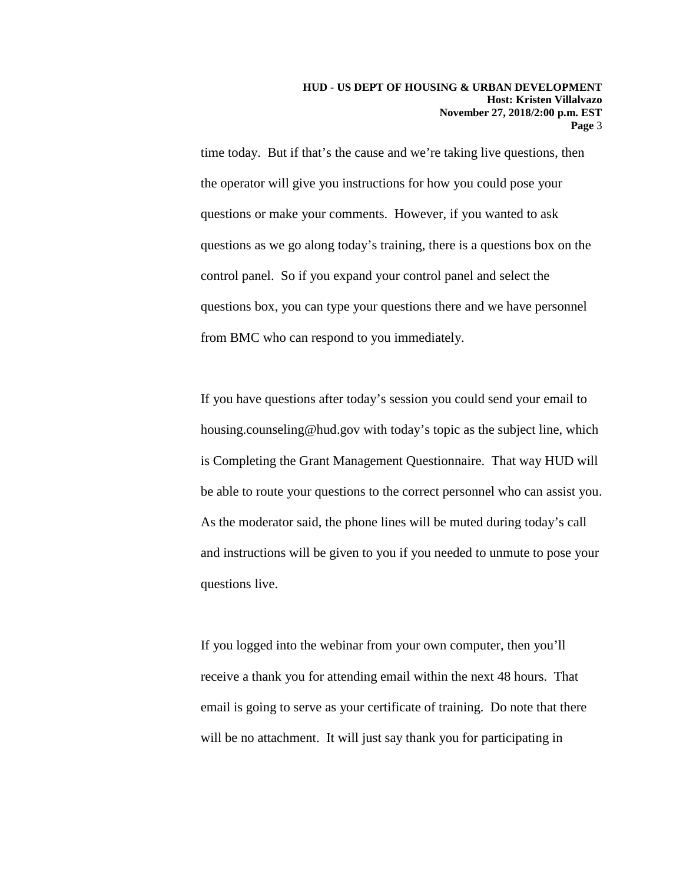time today. But if that's the cause and we're taking live questions, then the operator will give you instructions for how you could pose your questions or make your comments. However, if you wanted to ask questions as we go along today's training, there is a questions box on the control panel. So if you expand your control panel and select the questions box, you can type your questions there and we have personnel from BMC who can respond to you immediately.

If you have questions after today's session you could send your email to housing.counseling@hud.gov with today's topic as the subject line, which is Completing the Grant Management Questionnaire. That way HUD will be able to route your questions to the correct personnel who can assist you. As the moderator said, the phone lines will be muted during today's call and instructions will be given to you if you needed to unmute to pose your questions live.

If you logged into the webinar from your own computer, then you'll receive a thank you for attending email within the next 48 hours. That email is going to serve as your certificate of training. Do note that there will be no attachment. It will just say thank you for participating in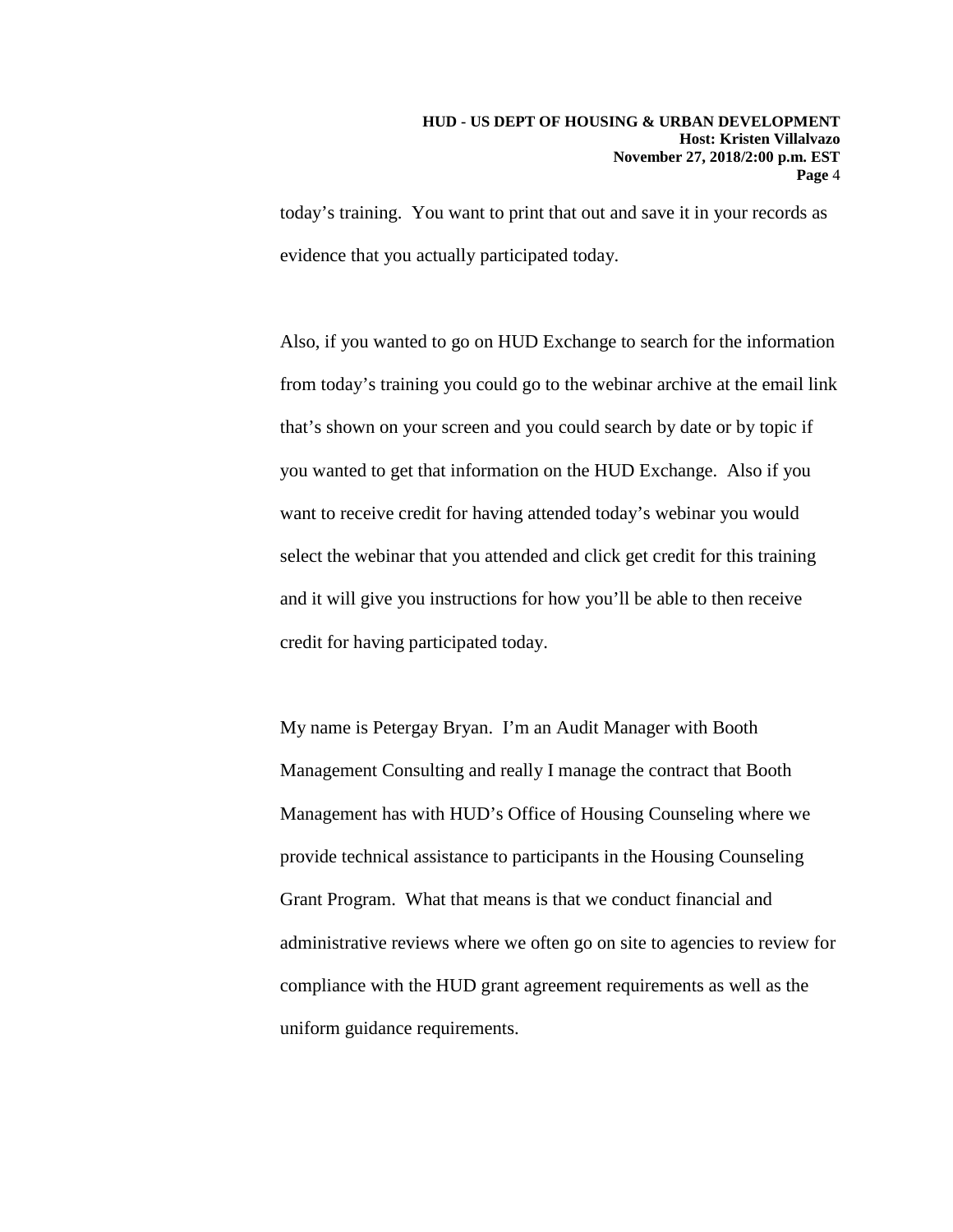today's training. You want to print that out and save it in your records as evidence that you actually participated today.

Also, if you wanted to go on HUD Exchange to search for the information from today's training you could go to the webinar archive at the email link that's shown on your screen and you could search by date or by topic if you wanted to get that information on the HUD Exchange. Also if you want to receive credit for having attended today's webinar you would select the webinar that you attended and click get credit for this training and it will give you instructions for how you'll be able to then receive credit for having participated today.

My name is Petergay Bryan. I'm an Audit Manager with Booth Management Consulting and really I manage the contract that Booth Management has with HUD's Office of Housing Counseling where we provide technical assistance to participants in the Housing Counseling Grant Program. What that means is that we conduct financial and administrative reviews where we often go on site to agencies to review for compliance with the HUD grant agreement requirements as well as the uniform guidance requirements.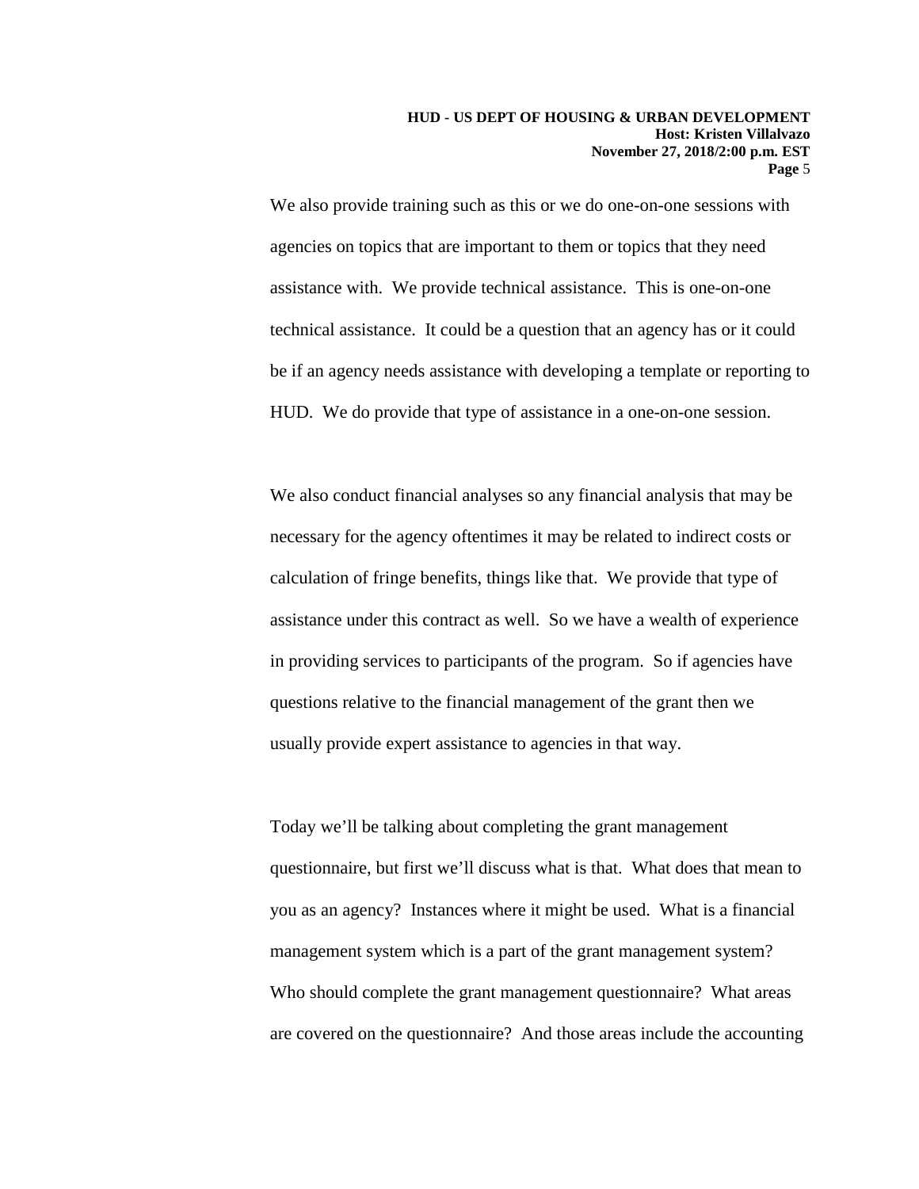We also provide training such as this or we do one-on-one sessions with agencies on topics that are important to them or topics that they need assistance with. We provide technical assistance. This is one-on-one technical assistance. It could be a question that an agency has or it could be if an agency needs assistance with developing a template or reporting to HUD. We do provide that type of assistance in a one-on-one session.

We also conduct financial analyses so any financial analysis that may be necessary for the agency oftentimes it may be related to indirect costs or calculation of fringe benefits, things like that. We provide that type of assistance under this contract as well. So we have a wealth of experience in providing services to participants of the program. So if agencies have questions relative to the financial management of the grant then we usually provide expert assistance to agencies in that way.

Today we'll be talking about completing the grant management questionnaire, but first we'll discuss what is that. What does that mean to you as an agency? Instances where it might be used. What is a financial management system which is a part of the grant management system? Who should complete the grant management questionnaire? What areas are covered on the questionnaire? And those areas include the accounting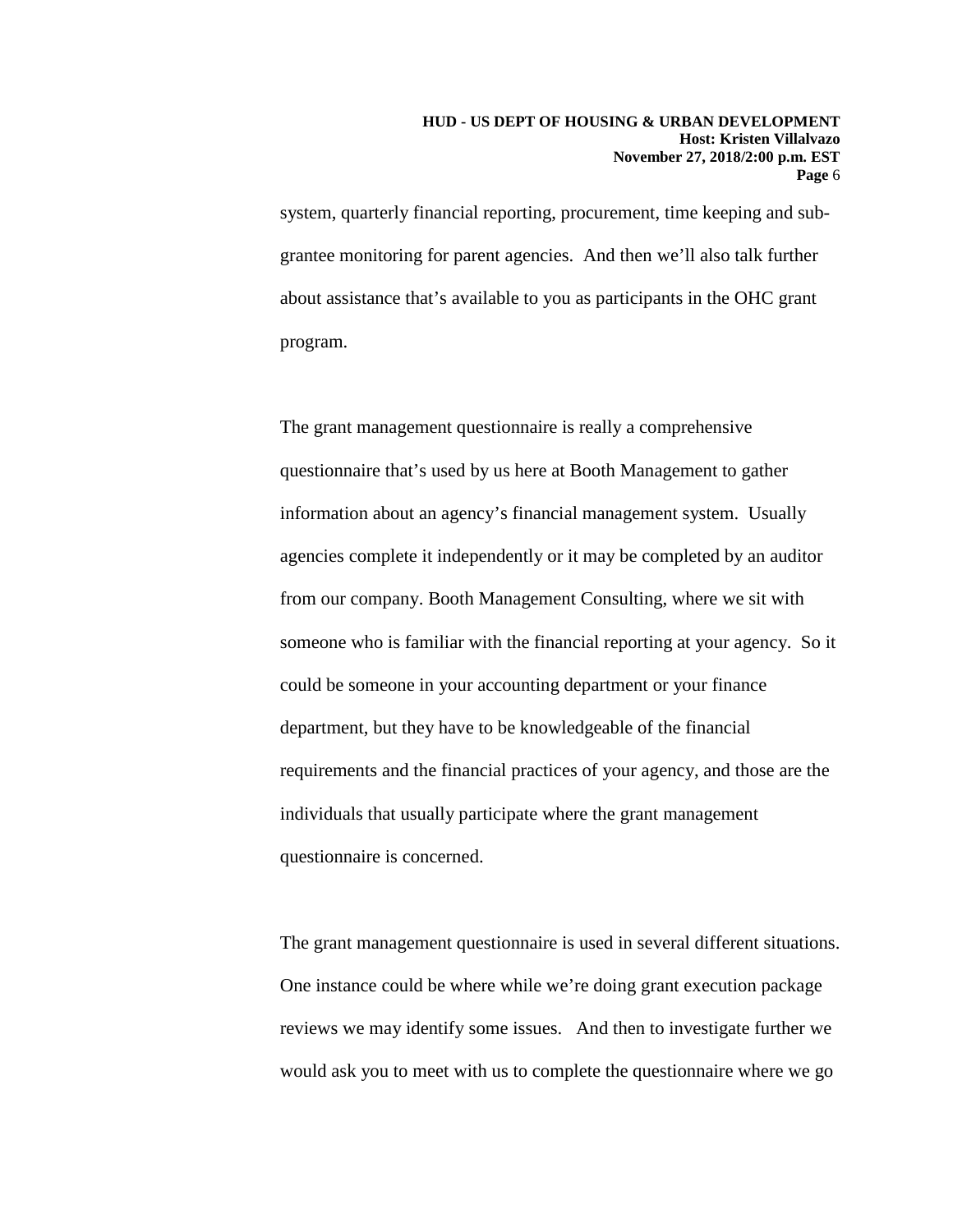system, quarterly financial reporting, procurement, time keeping and sub-grantee monitoring for parent agencies. And then we'll also talk further about assistance that's available to you as participants in the OHC grant program.

The grant management questionnaire is really a comprehensive questionnaire that's used by us here at Booth Management to gather information about an agency's financial management system. Usually agencies complete it independently or it may be completed by an auditor from our company. Booth Management Consulting, where we sit with someone who is familiar with the financial reporting at your agency. So it could be someone in your accounting department or your finance department, but they have to be knowledgeable of the financial requirements and the financial practices of your agency, and those are the individuals that usually participate where the grant management questionnaire is concerned.

The grant management questionnaire is used in several different situations. One instance could be where while we're doing grant execution package reviews we may identify some issues. And then to investigate further we would ask you to meet with us to complete the questionnaire where we go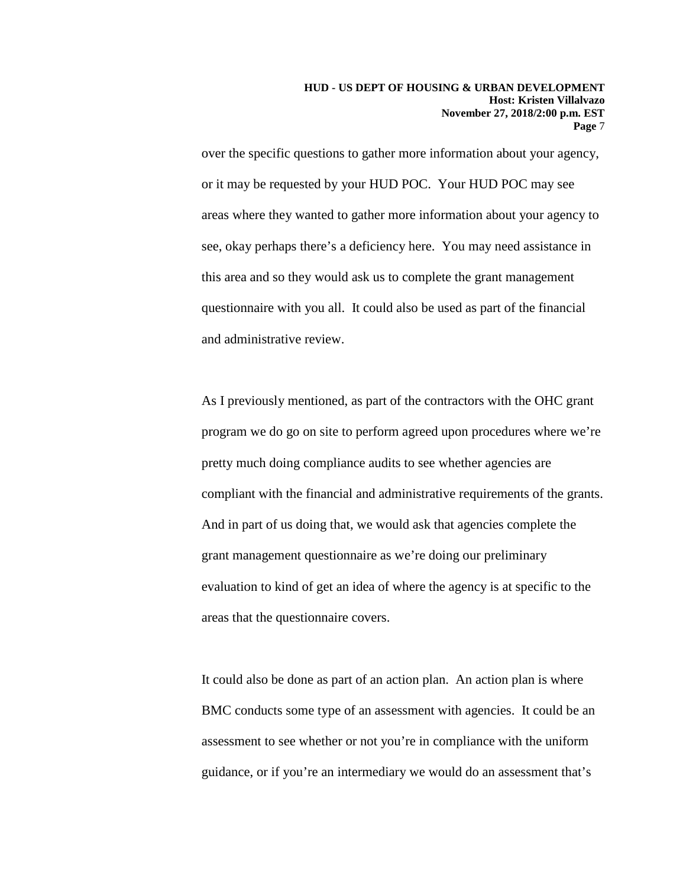over the specific questions to gather more information about your agency, or it may be requested by your HUD POC. Your HUD POC may see areas where they wanted to gather more information about your agency to see, okay perhaps there's a deficiency here. You may need assistance in this area and so they would ask us to complete the grant management questionnaire with you all. It could also be used as part of the financial and administrative review.

As I previously mentioned, as part of the contractors with the OHC grant program we do go on site to perform agreed upon procedures where we're pretty much doing compliance audits to see whether agencies are compliant with the financial and administrative requirements of the grants. And in part of us doing that, we would ask that agencies complete the grant management questionnaire as we're doing our preliminary evaluation to kind of get an idea of where the agency is at specific to the areas that the questionnaire covers.

It could also be done as part of an action plan. An action plan is where BMC conducts some type of an assessment with agencies. It could be an assessment to see whether or not you're in compliance with the uniform guidance, or if you're an intermediary we would do an assessment that's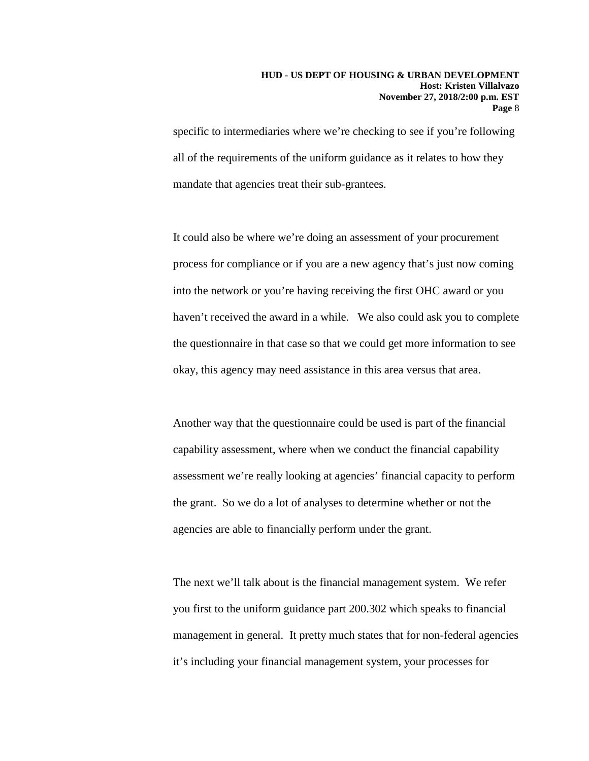specific to intermediaries where we're checking to see if you're following all of the requirements of the uniform guidance as it relates to how they mandate that agencies treat their sub-grantees.

It could also be where we're doing an assessment of your procurement process for compliance or if you are a new agency that's just now coming into the network or you're having receiving the first OHC award or you haven't received the award in a while. We also could ask you to complete the questionnaire in that case so that we could get more information to see okay, this agency may need assistance in this area versus that area.

Another way that the questionnaire could be used is part of the financial capability assessment, where when we conduct the financial capability assessment we're really looking at agencies' financial capacity to perform the grant. So we do a lot of analyses to determine whether or not the agencies are able to financially perform under the grant.

The next we'll talk about is the financial management system. We refer you first to the uniform guidance part 200.302 which speaks to financial management in general. It pretty much states that for non-federal agencies it's including your financial management system, your processes for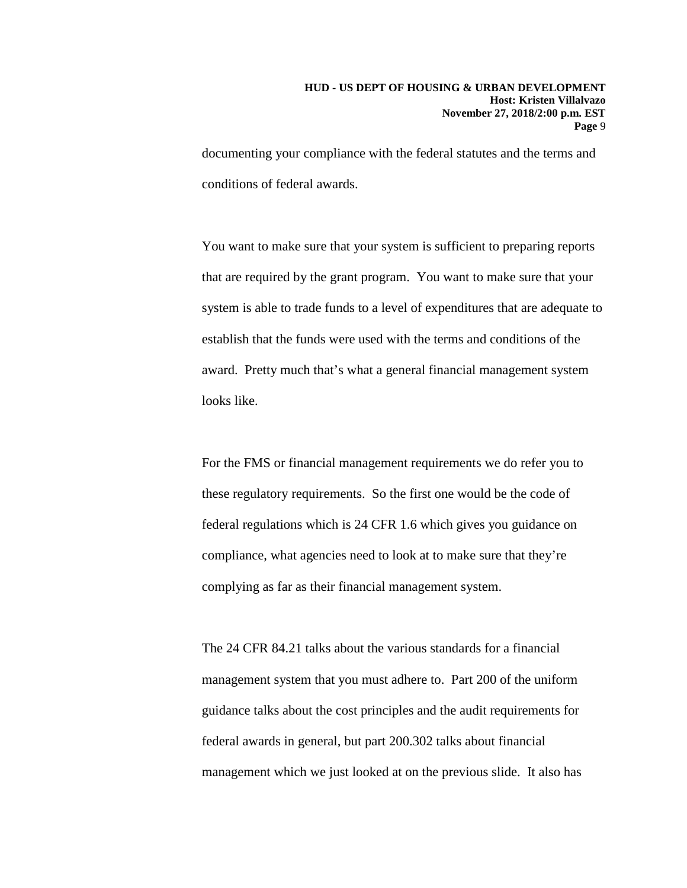documenting your compliance with the federal statutes and the terms and conditions of federal awards.

You want to make sure that your system is sufficient to preparing reports that are required by the grant program. You want to make sure that your system is able to trade funds to a level of expenditures that are adequate to establish that the funds were used with the terms and conditions of the award. Pretty much that's what a general financial management system looks like.

For the FMS or financial management requirements we do refer you to these regulatory requirements. So the first one would be the code of federal regulations which is 24 CFR 1.6 which gives you guidance on compliance, what agencies need to look at to make sure that they're complying as far as their financial management system.

The 24 CFR 84.21 talks about the various standards for a financial management system that you must adhere to. Part 200 of the uniform guidance talks about the cost principles and the audit requirements for federal awards in general, but part 200.302 talks about financial management which we just looked at on the previous slide. It also has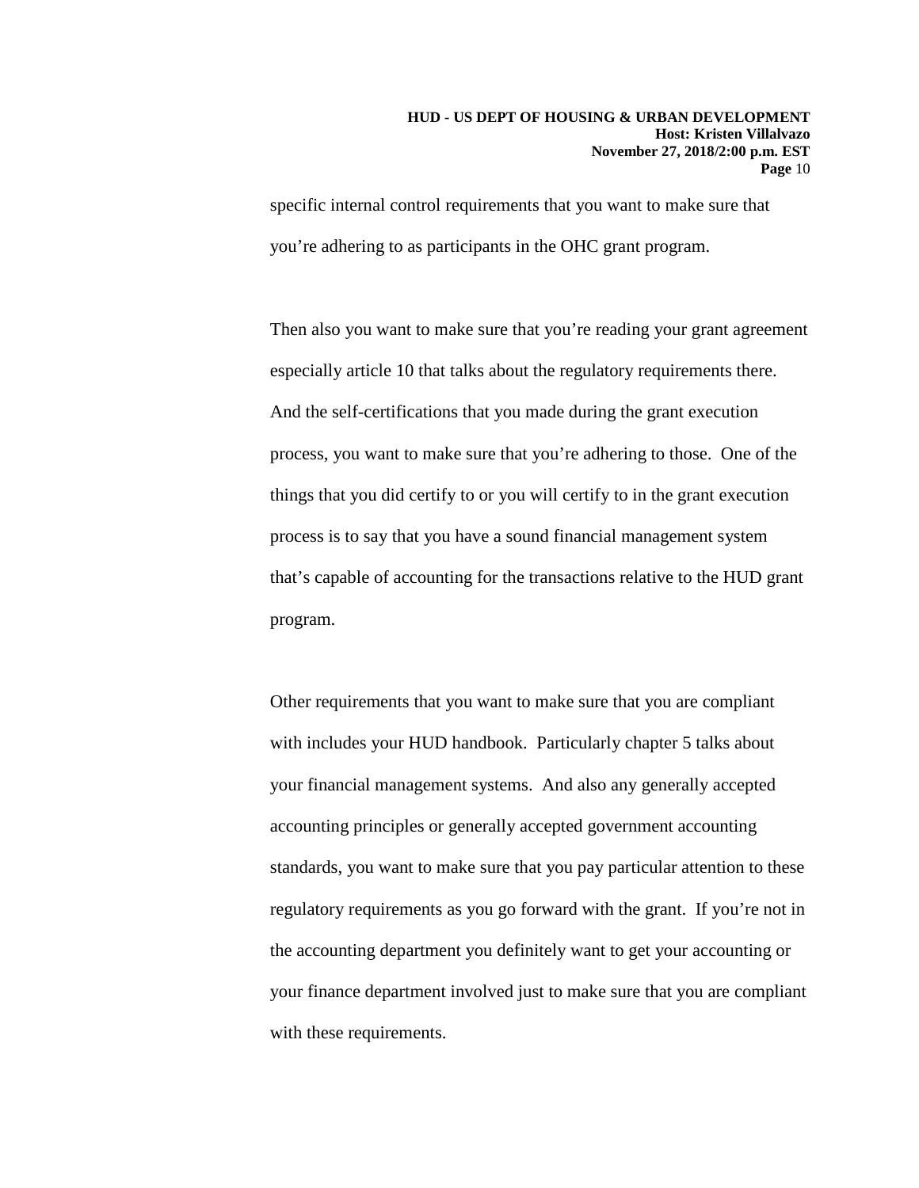specific internal control requirements that you want to make sure that you're adhering to as participants in the OHC grant program.

Then also you want to make sure that you're reading your grant agreement especially article 10 that talks about the regulatory requirements there. And the self-certifications that you made during the grant execution process, you want to make sure that you're adhering to those. One of the things that you did certify to or you will certify to in the grant execution process is to say that you have a sound financial management system that's capable of accounting for the transactions relative to the HUD grant program.

Other requirements that you want to make sure that you are compliant with includes your HUD handbook. Particularly chapter 5 talks about your financial management systems. And also any generally accepted accounting principles or generally accepted government accounting standards, you want to make sure that you pay particular attention to these regulatory requirements as you go forward with the grant. If you're not in the accounting department you definitely want to get your accounting or your finance department involved just to make sure that you are compliant with these requirements.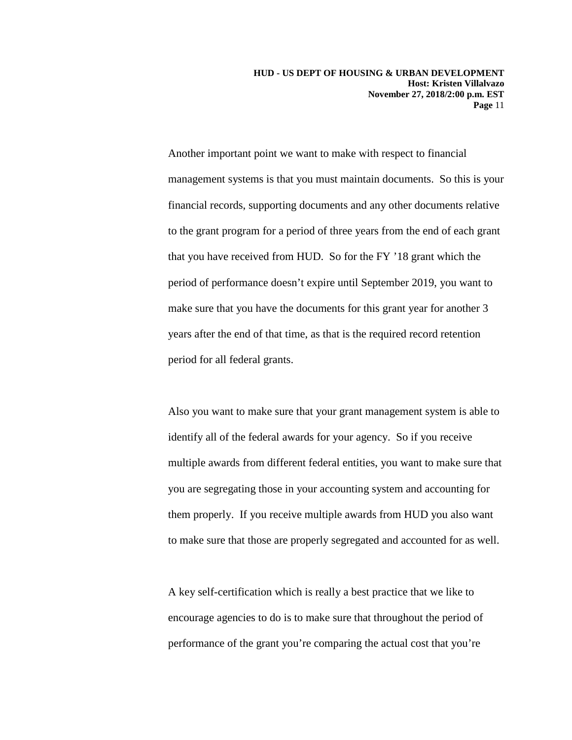Another important point we want to make with respect to financial management systems is that you must maintain documents. So this is your financial records, supporting documents and any other documents relative to the grant program for a period of three years from the end of each grant that you have received from HUD. So for the FY '18 grant which the period of performance doesn't expire until September 2019, you want to make sure that you have the documents for this grant year for another 3 years after the end of that time, as that is the required record retention period for all federal grants.

Also you want to make sure that your grant management system is able to identify all of the federal awards for your agency. So if you receive multiple awards from different federal entities, you want to make sure that you are segregating those in your accounting system and accounting for them properly. If you receive multiple awards from HUD you also want to make sure that those are properly segregated and accounted for as well.

A key self-certification which is really a best practice that we like to encourage agencies to do is to make sure that throughout the period of performance of the grant you're comparing the actual cost that you're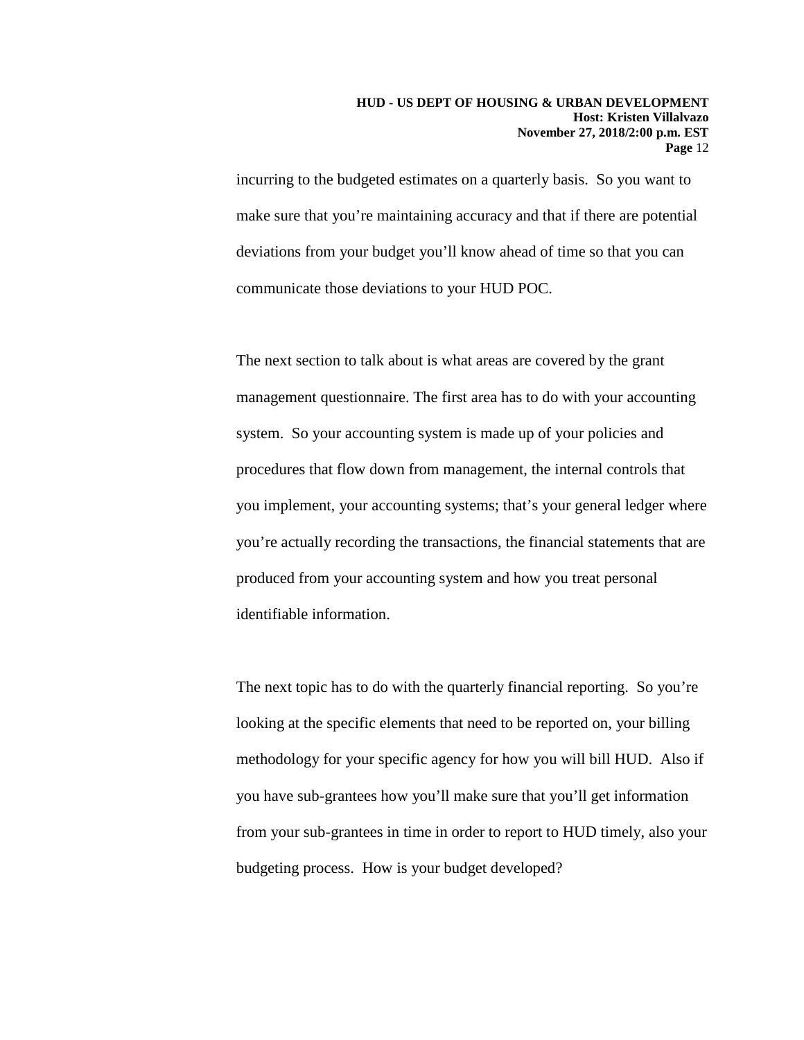incurring to the budgeted estimates on a quarterly basis. So you want to make sure that you're maintaining accuracy and that if there are potential deviations from your budget you'll know ahead of time so that you can communicate those deviations to your HUD POC.

The next section to talk about is what areas are covered by the grant management questionnaire. The first area has to do with your accounting system. So your accounting system is made up of your policies and procedures that flow down from management, the internal controls that you implement, your accounting systems; that's your general ledger where you're actually recording the transactions, the financial statements that are produced from your accounting system and how you treat personal identifiable information.

The next topic has to do with the quarterly financial reporting. So you're looking at the specific elements that need to be reported on, your billing methodology for your specific agency for how you will bill HUD. Also if you have sub-grantees how you'll make sure that you'll get information from your sub-grantees in time in order to report to HUD timely, also your budgeting process. How is your budget developed?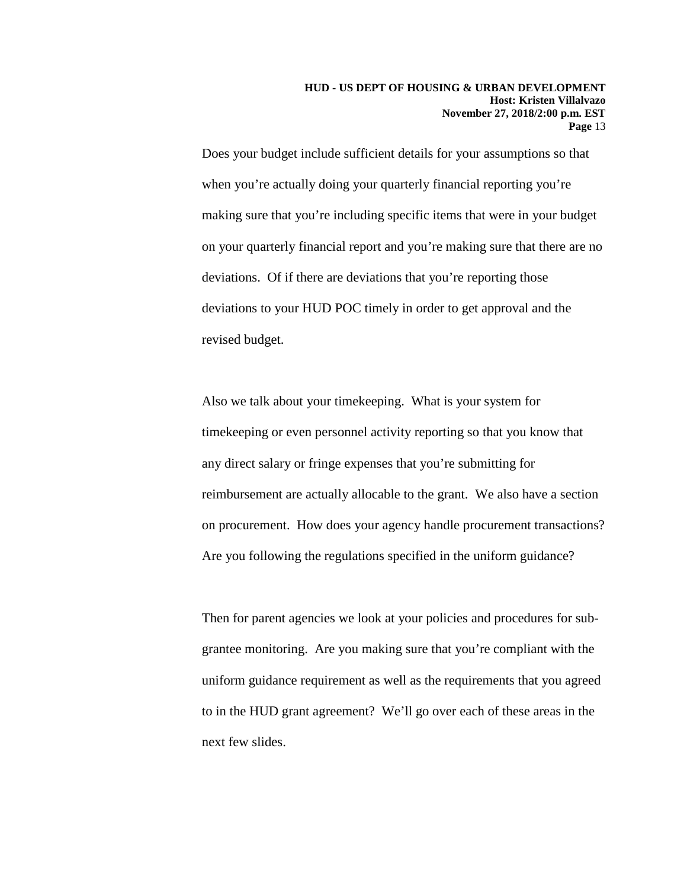Does your budget include sufficient details for your assumptions so that when you're actually doing your quarterly financial reporting you're making sure that you're including specific items that were in your budget on your quarterly financial report and you're making sure that there are no deviations. Of if there are deviations that you're reporting those deviations to your HUD POC timely in order to get approval and the revised budget.

Also we talk about your timekeeping. What is your system for timekeeping or even personnel activity reporting so that you know that any direct salary or fringe expenses that you're submitting for reimbursement are actually allocable to the grant. We also have a section on procurement. How does your agency handle procurement transactions? Are you following the regulations specified in the uniform guidance?

Then for parent agencies we look at your policies and procedures for sub-grantee monitoring. Are you making sure that you're compliant with the uniform guidance requirement as well as the requirements that you agreed to in the HUD grant agreement? We'll go over each of these areas in the next few slides.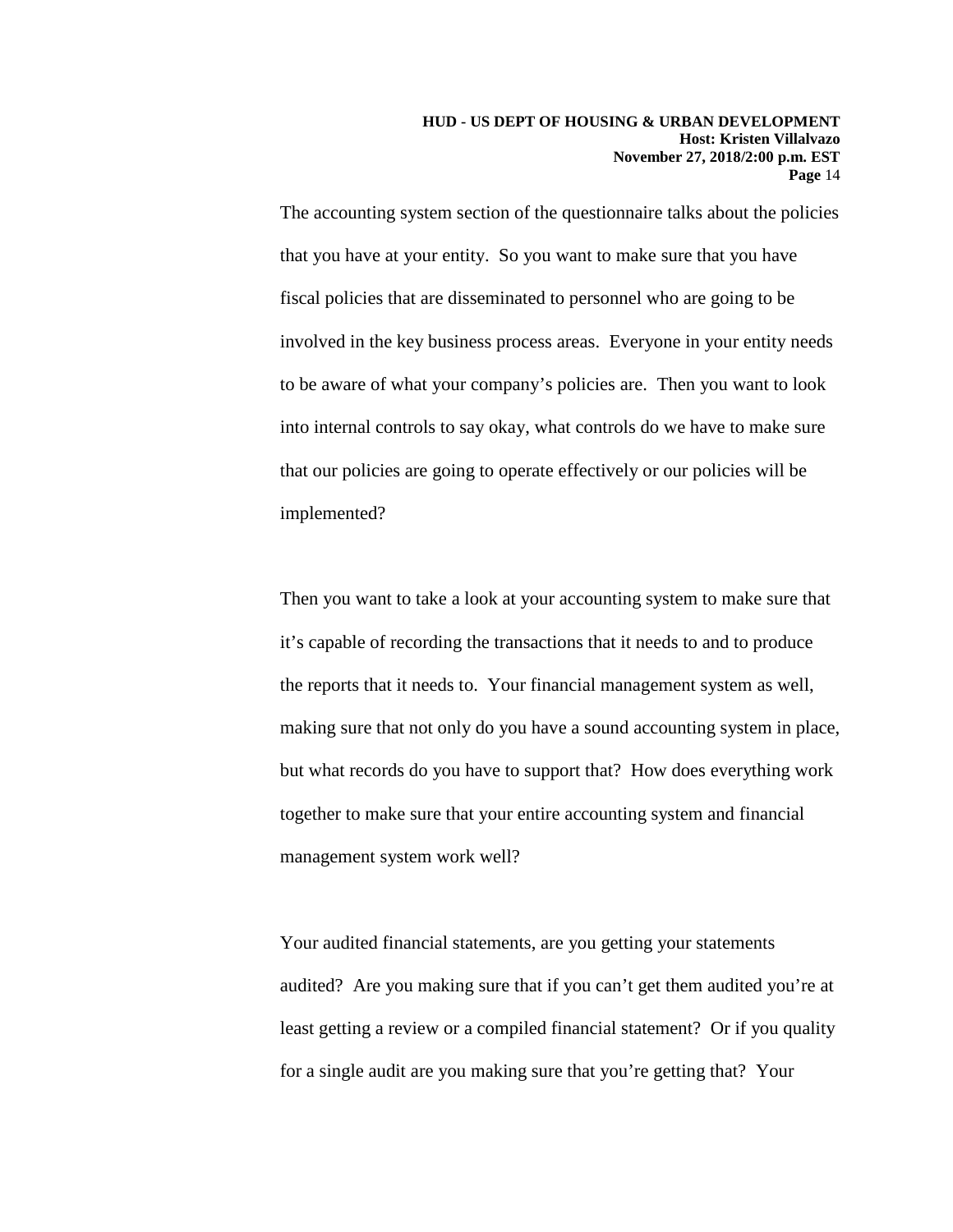The accounting system section of the questionnaire talks about the policies that you have at your entity. So you want to make sure that you have fiscal policies that are disseminated to personnel who are going to be involved in the key business process areas. Everyone in your entity needs to be aware of what your company's policies are. Then you want to look into internal controls to say okay, what controls do we have to make sure that our policies are going to operate effectively or our policies will be implemented?

Then you want to take a look at your accounting system to make sure that it's capable of recording the transactions that it needs to and to produce the reports that it needs to. Your financial management system as well, making sure that not only do you have a sound accounting system in place, but what records do you have to support that? How does everything work together to make sure that your entire accounting system and financial management system work well?

Your audited financial statements, are you getting your statements audited? Are you making sure that if you can't get them audited you're at least getting a review or a compiled financial statement? Or if you quality for a single audit are you making sure that you're getting that? Your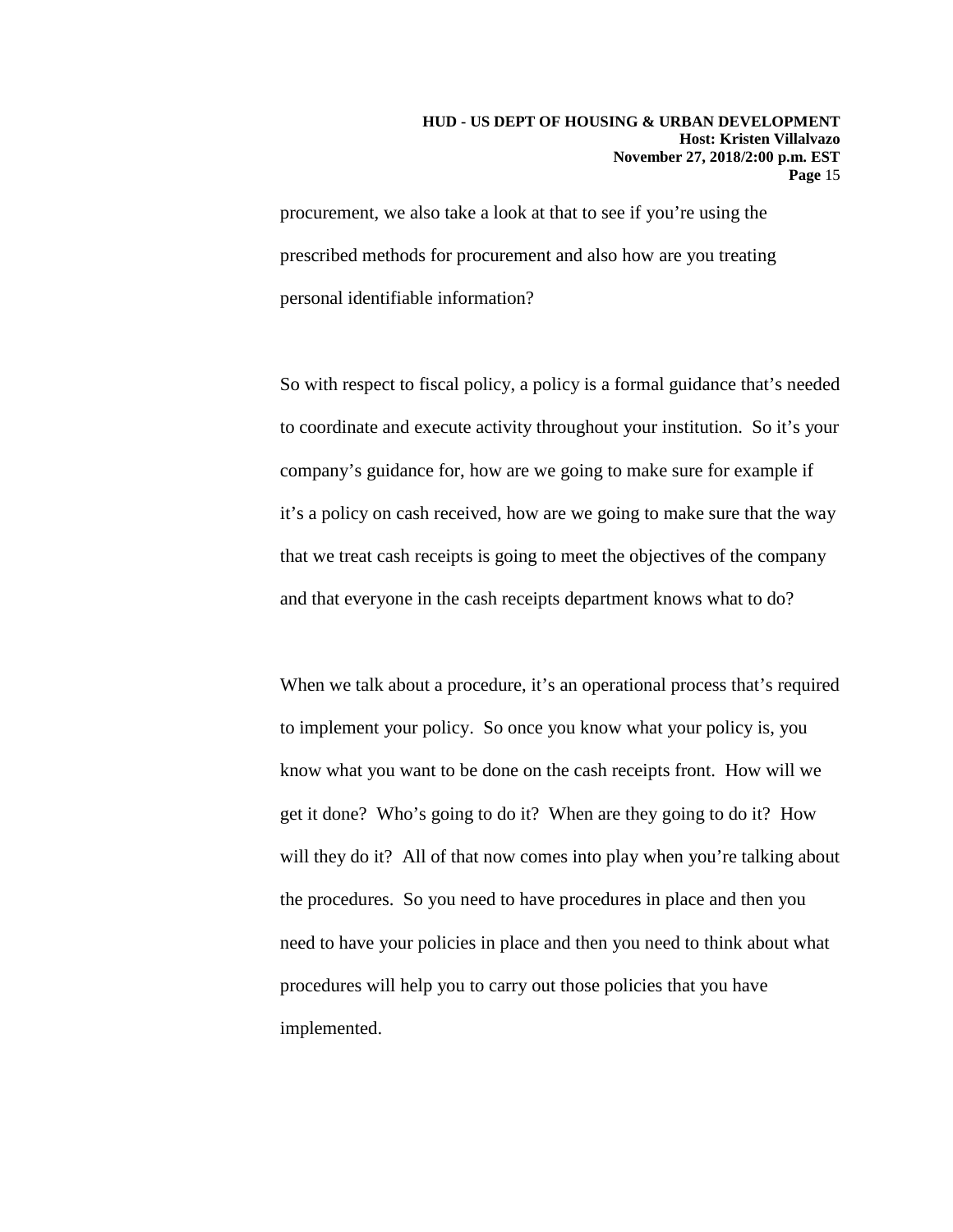procurement, we also take a look at that to see if you're using the prescribed methods for procurement and also how are you treating personal identifiable information?

So with respect to fiscal policy, a policy is a formal guidance that's needed to coordinate and execute activity throughout your institution. So it's your company's guidance for, how are we going to make sure for example if it's a policy on cash received, how are we going to make sure that the way that we treat cash receipts is going to meet the objectives of the company and that everyone in the cash receipts department knows what to do?

When we talk about a procedure, it's an operational process that's required to implement your policy. So once you know what your policy is, you know what you want to be done on the cash receipts front. How will we get it done? Who's going to do it? When are they going to do it? How will they do it? All of that now comes into play when you're talking about the procedures. So you need to have procedures in place and then you need to have your policies in place and then you need to think about what procedures will help you to carry out those policies that you have implemented.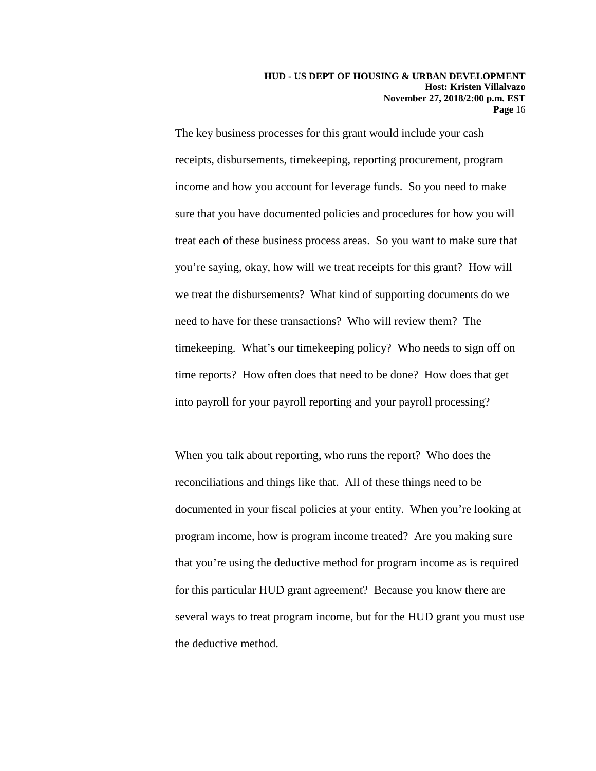The key business processes for this grant would include your cash receipts, disbursements, timekeeping, reporting procurement, program income and how you account for leverage funds. So you need to make sure that you have documented policies and procedures for how you will treat each of these business process areas. So you want to make sure that you're saying, okay, how will we treat receipts for this grant? How will we treat the disbursements? What kind of supporting documents do we need to have for these transactions? Who will review them? The timekeeping. What's our timekeeping policy? Who needs to sign off on time reports? How often does that need to be done? How does that get into payroll for your payroll reporting and your payroll processing?

When you talk about reporting, who runs the report? Who does the reconciliations and things like that. All of these things need to be documented in your fiscal policies at your entity. When you're looking at program income, how is program income treated? Are you making sure that you're using the deductive method for program income as is required for this particular HUD grant agreement? Because you know there are several ways to treat program income, but for the HUD grant you must use the deductive method.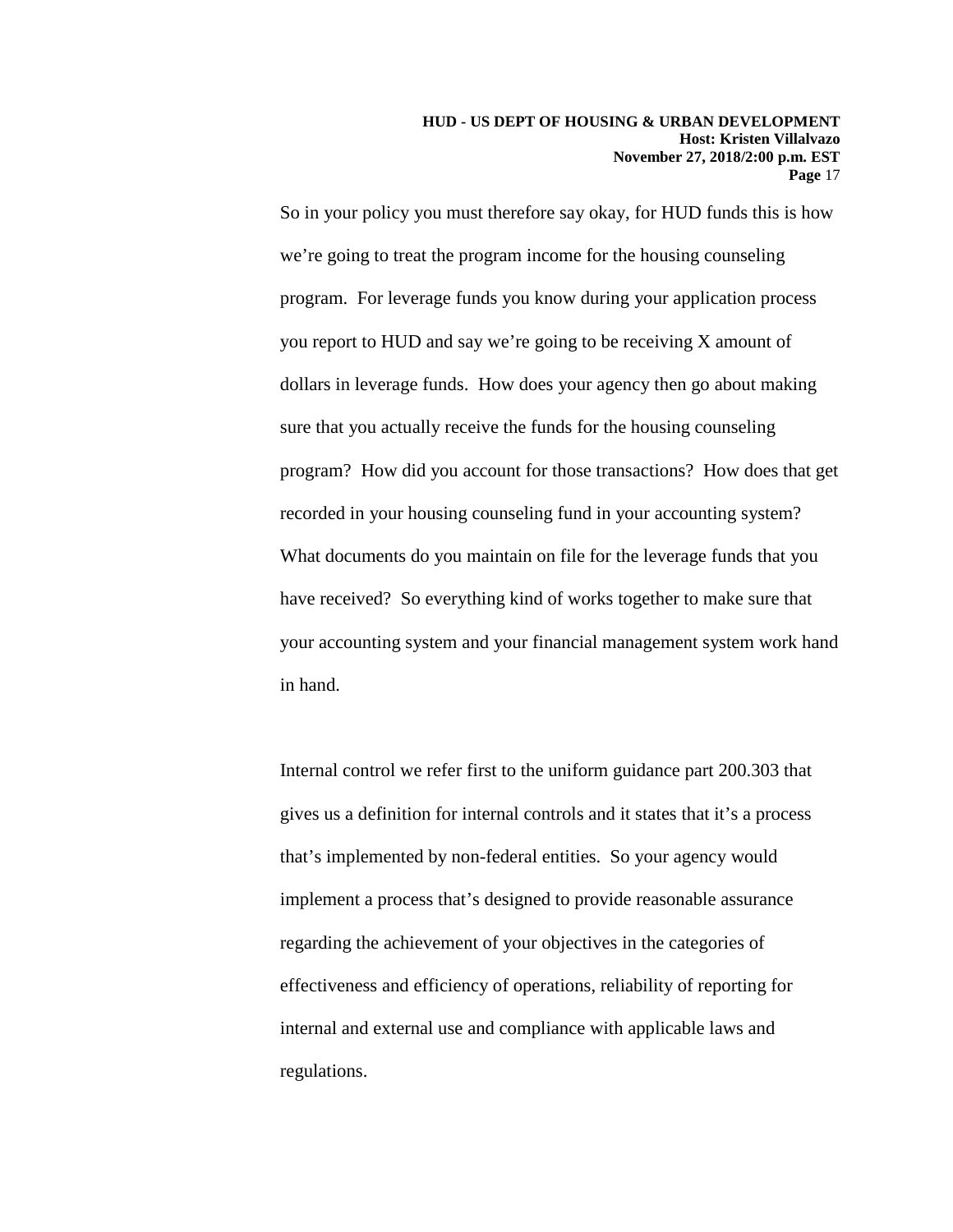So in your policy you must therefore say okay, for HUD funds this is how we're going to treat the program income for the housing counseling program. For leverage funds you know during your application process you report to HUD and say we're going to be receiving X amount of dollars in leverage funds. How does your agency then go about making sure that you actually receive the funds for the housing counseling program? How did you account for those transactions? How does that get recorded in your housing counseling fund in your accounting system? What documents do you maintain on file for the leverage funds that you have received? So everything kind of works together to make sure that your accounting system and your financial management system work hand in hand.

Internal control we refer first to the uniform guidance part 200.303 that gives us a definition for internal controls and it states that it's a process that's implemented by non-federal entities. So your agency would implement a process that's designed to provide reasonable assurance regarding the achievement of your objectives in the categories of effectiveness and efficiency of operations, reliability of reporting for internal and external use and compliance with applicable laws and regulations.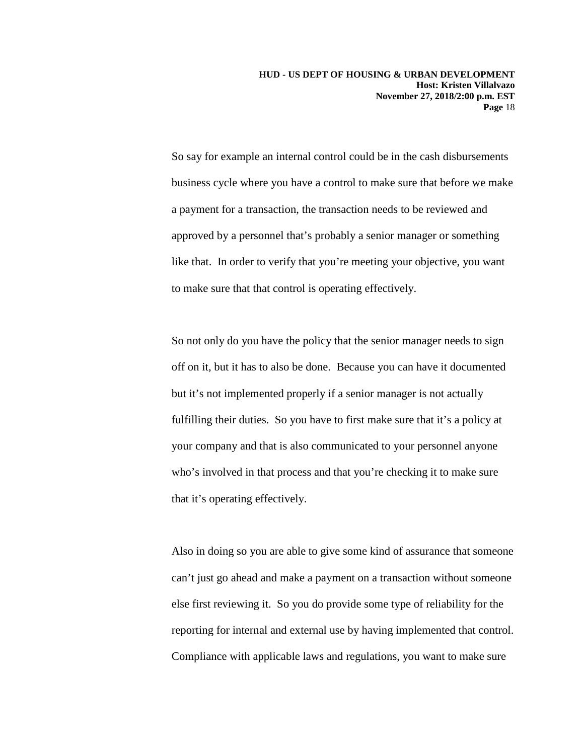So say for example an internal control could be in the cash disbursements business cycle where you have a control to make sure that before we make a payment for a transaction, the transaction needs to be reviewed and approved by a personnel that's probably a senior manager or something like that. In order to verify that you're meeting your objective, you want to make sure that that control is operating effectively.

So not only do you have the policy that the senior manager needs to sign off on it, but it has to also be done. Because you can have it documented but it's not implemented properly if a senior manager is not actually fulfilling their duties. So you have to first make sure that it's a policy at your company and that is also communicated to your personnel anyone who's involved in that process and that you're checking it to make sure that it's operating effectively.

Also in doing so you are able to give some kind of assurance that someone can't just go ahead and make a payment on a transaction without someone else first reviewing it. So you do provide some type of reliability for the reporting for internal and external use by having implemented that control. Compliance with applicable laws and regulations, you want to make sure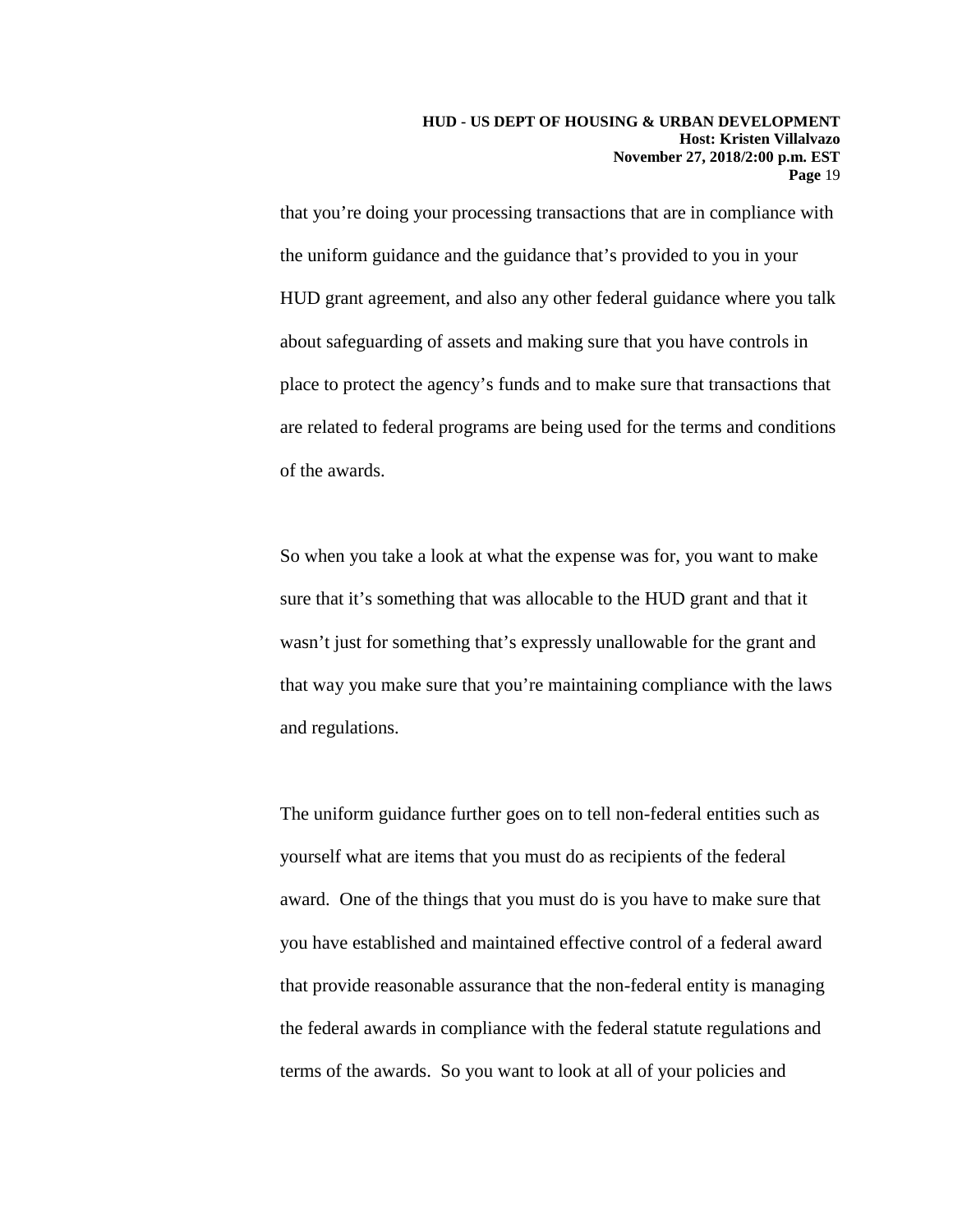that you're doing your processing transactions that are in compliance with the uniform guidance and the guidance that's provided to you in your HUD grant agreement, and also any other federal guidance where you talk about safeguarding of assets and making sure that you have controls in place to protect the agency's funds and to make sure that transactions that are related to federal programs are being used for the terms and conditions of the awards.

So when you take a look at what the expense was for, you want to make sure that it's something that was allocable to the HUD grant and that it wasn't just for something that's expressly unallowable for the grant and that way you make sure that you're maintaining compliance with the laws and regulations.

The uniform guidance further goes on to tell non-federal entities such as yourself what are items that you must do as recipients of the federal award. One of the things that you must do is you have to make sure that you have established and maintained effective control of a federal award that provide reasonable assurance that the non-federal entity is managing the federal awards in compliance with the federal statute regulations and terms of the awards. So you want to look at all of your policies and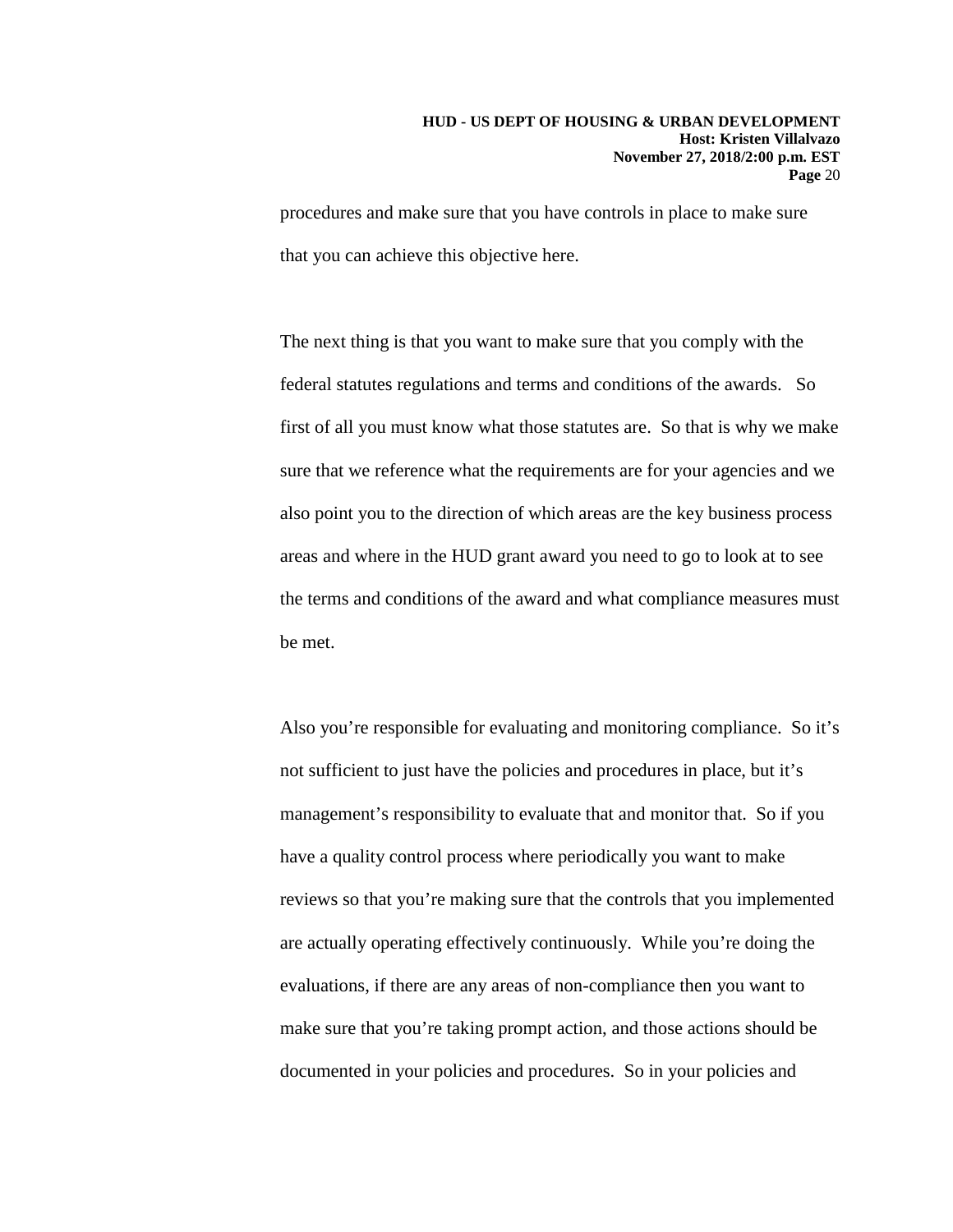procedures and make sure that you have controls in place to make sure that you can achieve this objective here.

The next thing is that you want to make sure that you comply with the federal statutes regulations and terms and conditions of the awards. So first of all you must know what those statutes are. So that is why we make sure that we reference what the requirements are for your agencies and we also point you to the direction of which areas are the key business process areas and where in the HUD grant award you need to go to look at to see the terms and conditions of the award and what compliance measures must be met.

Also you're responsible for evaluating and monitoring compliance. So it's not sufficient to just have the policies and procedures in place, but it's management's responsibility to evaluate that and monitor that. So if you have a quality control process where periodically you want to make reviews so that you're making sure that the controls that you implemented are actually operating effectively continuously. While you're doing the evaluations, if there are any areas of non-compliance then you want to make sure that you're taking prompt action, and those actions should be documented in your policies and procedures. So in your policies and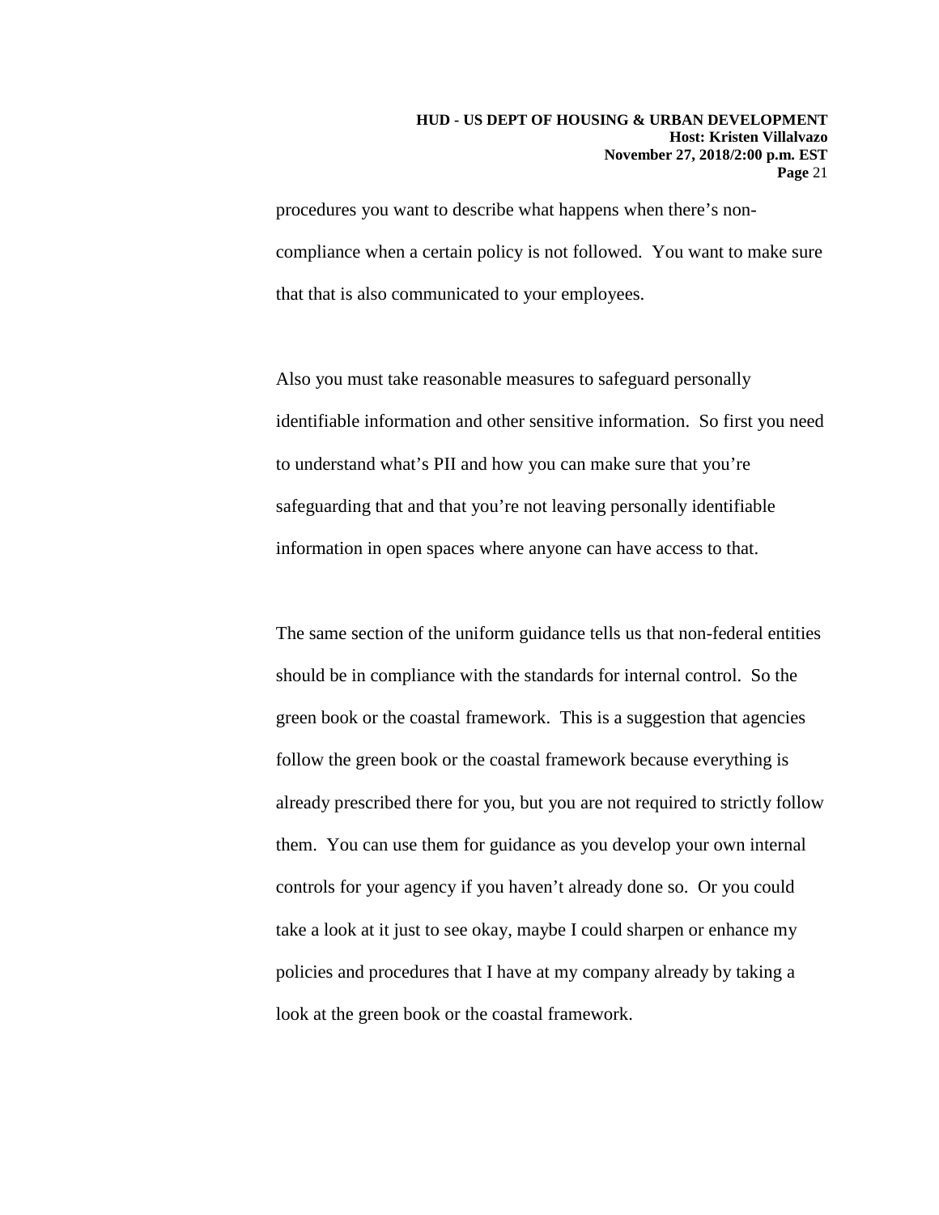procedures you want to describe what happens when there's non-compliance when a certain policy is not followed. You want to make sure that that is also communicated to your employees.

Also you must take reasonable measures to safeguard personally identifiable information and other sensitive information. So first you need to understand what's PII and how you can make sure that you're safeguarding that and that you're not leaving personally identifiable information in open spaces where anyone can have access to that.

The same section of the uniform guidance tells us that non-federal entities should be in compliance with the standards for internal control. So the green book or the coastal framework. This is a suggestion that agencies follow the green book or the coastal framework because everything is already prescribed there for you, but you are not required to strictly follow them. You can use them for guidance as you develop your own internal controls for your agency if you haven't already done so. Or you could take a look at it just to see okay, maybe I could sharpen or enhance my policies and procedures that I have at my company already by taking a look at the green book or the coastal framework.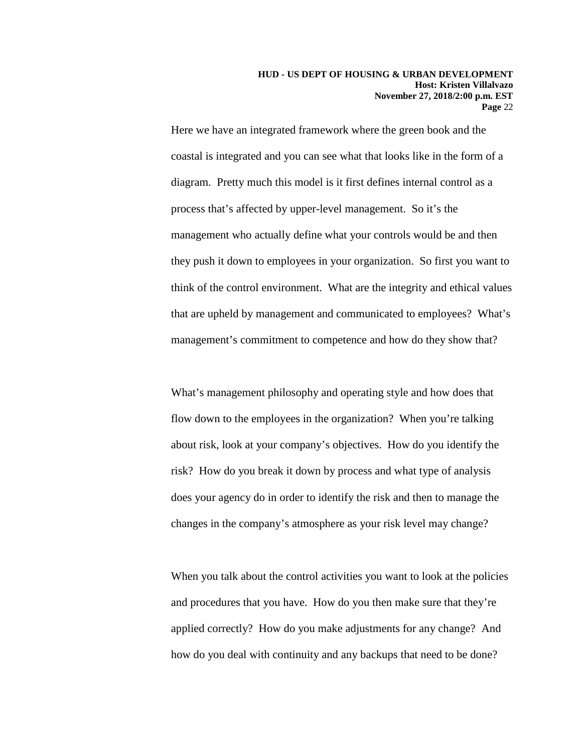Here we have an integrated framework where the green book and the coastal is integrated and you can see what that looks like in the form of a diagram. Pretty much this model is it first defines internal control as a process that's affected by upper-level management. So it's the management who actually define what your controls would be and then they push it down to employees in your organization. So first you want to think of the control environment. What are the integrity and ethical values that are upheld by management and communicated to employees? What's management's commitment to competence and how do they show that?

What's management philosophy and operating style and how does that flow down to the employees in the organization? When you're talking about risk, look at your company's objectives. How do you identify the risk? How do you break it down by process and what type of analysis does your agency do in order to identify the risk and then to manage the changes in the company's atmosphere as your risk level may change?

When you talk about the control activities you want to look at the policies and procedures that you have. How do you then make sure that they're applied correctly? How do you make adjustments for any change? And how do you deal with continuity and any backups that need to be done?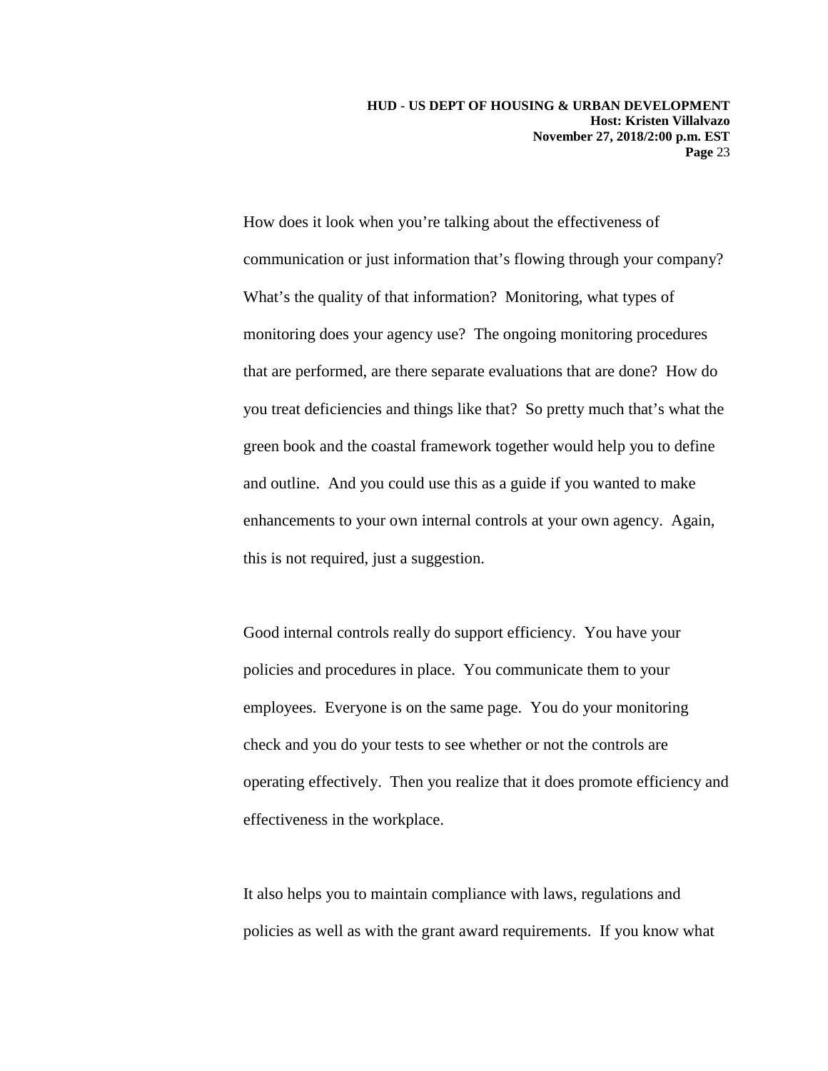How does it look when you're talking about the effectiveness of communication or just information that's flowing through your company? What's the quality of that information? Monitoring, what types of monitoring does your agency use? The ongoing monitoring procedures that are performed, are there separate evaluations that are done? How do you treat deficiencies and things like that? So pretty much that's what the green book and the coastal framework together would help you to define and outline. And you could use this as a guide if you wanted to make enhancements to your own internal controls at your own agency. Again, this is not required, just a suggestion.

Good internal controls really do support efficiency. You have your policies and procedures in place. You communicate them to your employees. Everyone is on the same page. You do your monitoring check and you do your tests to see whether or not the controls are operating effectively. Then you realize that it does promote efficiency and effectiveness in the workplace.

It also helps you to maintain compliance with laws, regulations and policies as well as with the grant award requirements. If you know what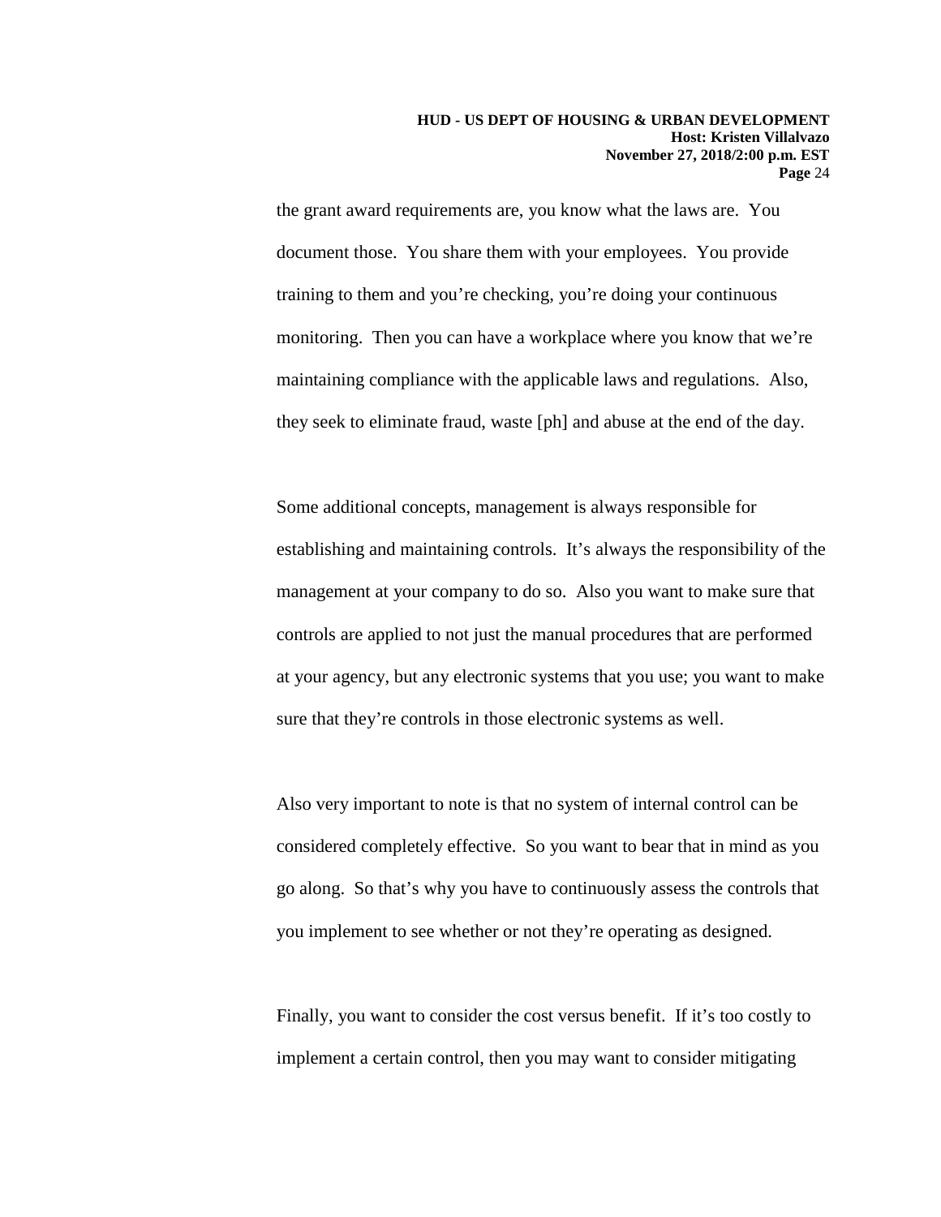the grant award requirements are, you know what the laws are. You document those. You share them with your employees. You provide training to them and you're checking, you're doing your continuous monitoring. Then you can have a workplace where you know that we're maintaining compliance with the applicable laws and regulations. Also, they seek to eliminate fraud, waste [ph] and abuse at the end of the day.

Some additional concepts, management is always responsible for establishing and maintaining controls. It's always the responsibility of the management at your company to do so. Also you want to make sure that controls are applied to not just the manual procedures that are performed at your agency, but any electronic systems that you use; you want to make sure that they're controls in those electronic systems as well.

Also very important to note is that no system of internal control can be considered completely effective. So you want to bear that in mind as you go along. So that's why you have to continuously assess the controls that you implement to see whether or not they're operating as designed.

Finally, you want to consider the cost versus benefit. If it's too costly to implement a certain control, then you may want to consider mitigating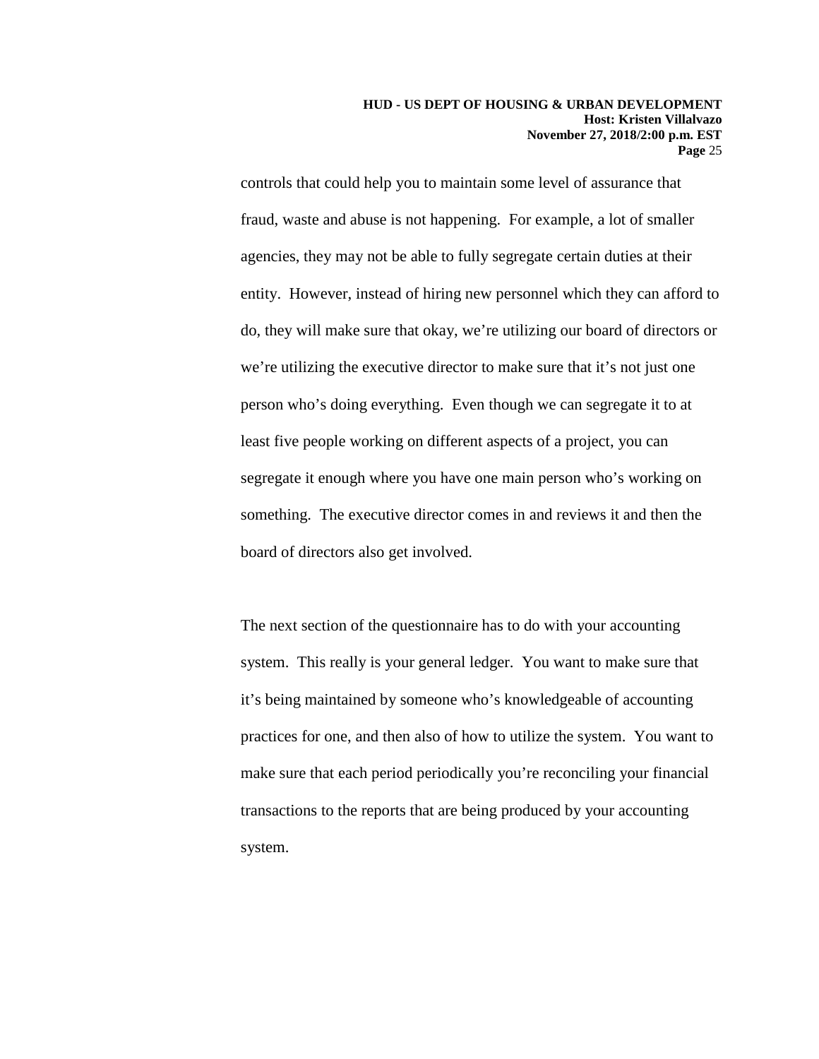controls that could help you to maintain some level of assurance that fraud, waste and abuse is not happening. For example, a lot of smaller agencies, they may not be able to fully segregate certain duties at their entity. However, instead of hiring new personnel which they can afford to do, they will make sure that okay, we're utilizing our board of directors or we're utilizing the executive director to make sure that it's not just one person who's doing everything. Even though we can segregate it to at least five people working on different aspects of a project, you can segregate it enough where you have one main person who's working on something. The executive director comes in and reviews it and then the board of directors also get involved.

The next section of the questionnaire has to do with your accounting system. This really is your general ledger. You want to make sure that it's being maintained by someone who's knowledgeable of accounting practices for one, and then also of how to utilize the system. You want to make sure that each period periodically you're reconciling your financial transactions to the reports that are being produced by your accounting system.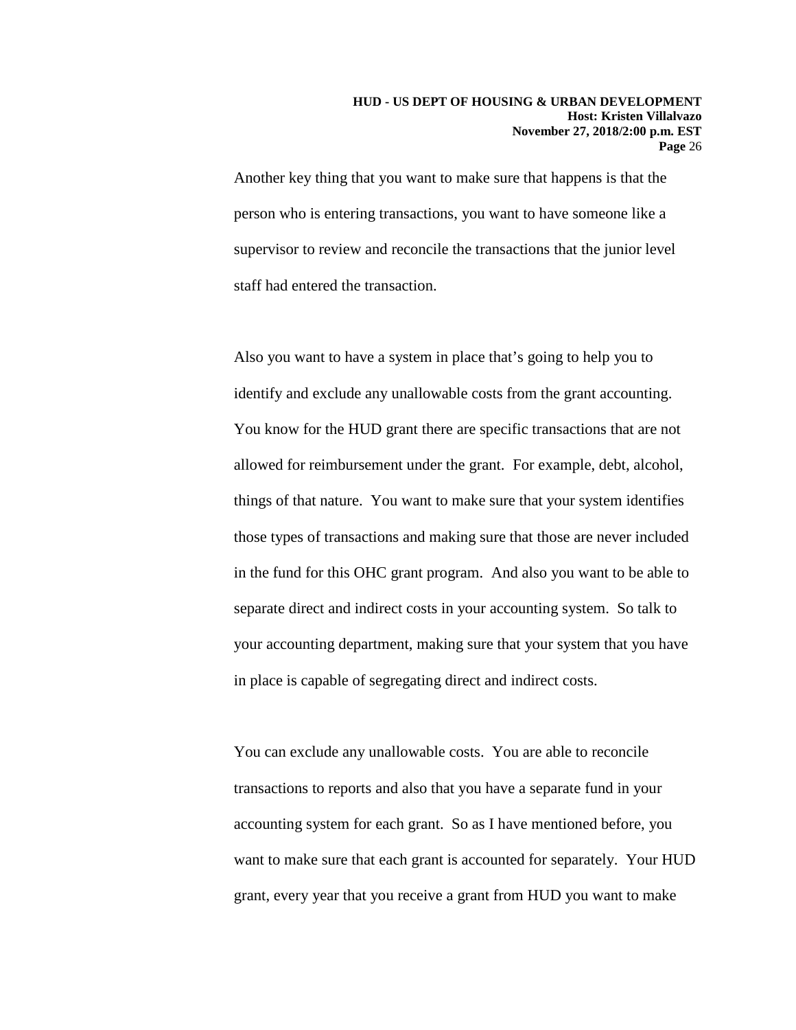Another key thing that you want to make sure that happens is that the person who is entering transactions, you want to have someone like a supervisor to review and reconcile the transactions that the junior level staff had entered the transaction.

Also you want to have a system in place that's going to help you to identify and exclude any unallowable costs from the grant accounting. You know for the HUD grant there are specific transactions that are not allowed for reimbursement under the grant. For example, debt, alcohol, things of that nature. You want to make sure that your system identifies those types of transactions and making sure that those are never included in the fund for this OHC grant program. And also you want to be able to separate direct and indirect costs in your accounting system. So talk to your accounting department, making sure that your system that you have in place is capable of segregating direct and indirect costs.

You can exclude any unallowable costs. You are able to reconcile transactions to reports and also that you have a separate fund in your accounting system for each grant. So as I have mentioned before, you want to make sure that each grant is accounted for separately. Your HUD grant, every year that you receive a grant from HUD you want to make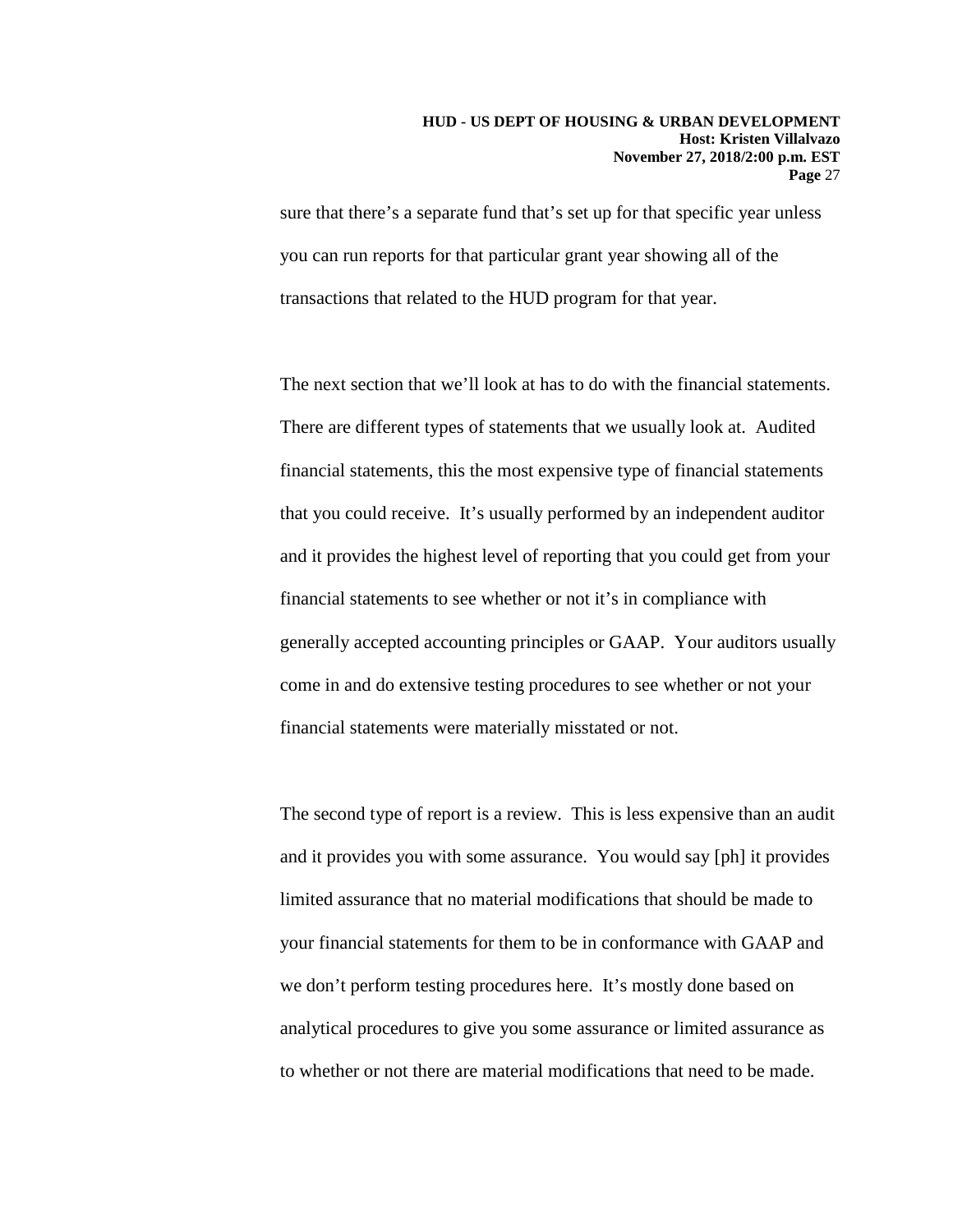sure that there's a separate fund that's set up for that specific year unless you can run reports for that particular grant year showing all of the transactions that related to the HUD program for that year.

The next section that we'll look at has to do with the financial statements. There are different types of statements that we usually look at. Audited financial statements, this the most expensive type of financial statements that you could receive. It's usually performed by an independent auditor and it provides the highest level of reporting that you could get from your financial statements to see whether or not it's in compliance with generally accepted accounting principles or GAAP. Your auditors usually come in and do extensive testing procedures to see whether or not your financial statements were materially misstated or not.

The second type of report is a review. This is less expensive than an audit and it provides you with some assurance. You would say [ph] it provides limited assurance that no material modifications that should be made to your financial statements for them to be in conformance with GAAP and we don't perform testing procedures here. It's mostly done based on analytical procedures to give you some assurance or limited assurance as to whether or not there are material modifications that need to be made.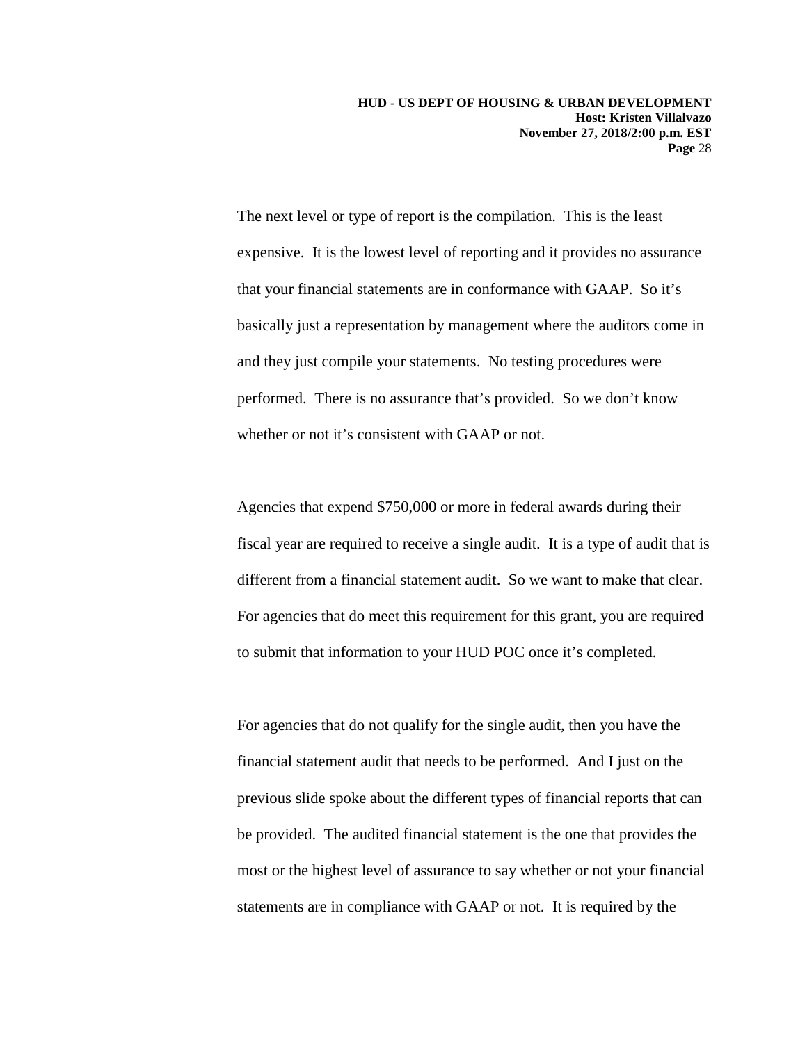The next level or type of report is the compilation. This is the least expensive. It is the lowest level of reporting and it provides no assurance that your financial statements are in conformance with GAAP. So it's basically just a representation by management where the auditors come in and they just compile your statements. No testing procedures were performed. There is no assurance that's provided. So we don't know whether or not it's consistent with GAAP or not.

Agencies that expend $750,000 or more in federal awards during their fiscal year are required to receive a single audit. It is a type of audit that is different from a financial statement audit. So we want to make that clear. For agencies that do meet this requirement for this grant, you are required to submit that information to your HUD POC once it's completed.

For agencies that do not qualify for the single audit, then you have the financial statement audit that needs to be performed. And I just on the previous slide spoke about the different types of financial reports that can be provided. The audited financial statement is the one that provides the most or the highest level of assurance to say whether or not your financial statements are in compliance with GAAP or not. It is required by the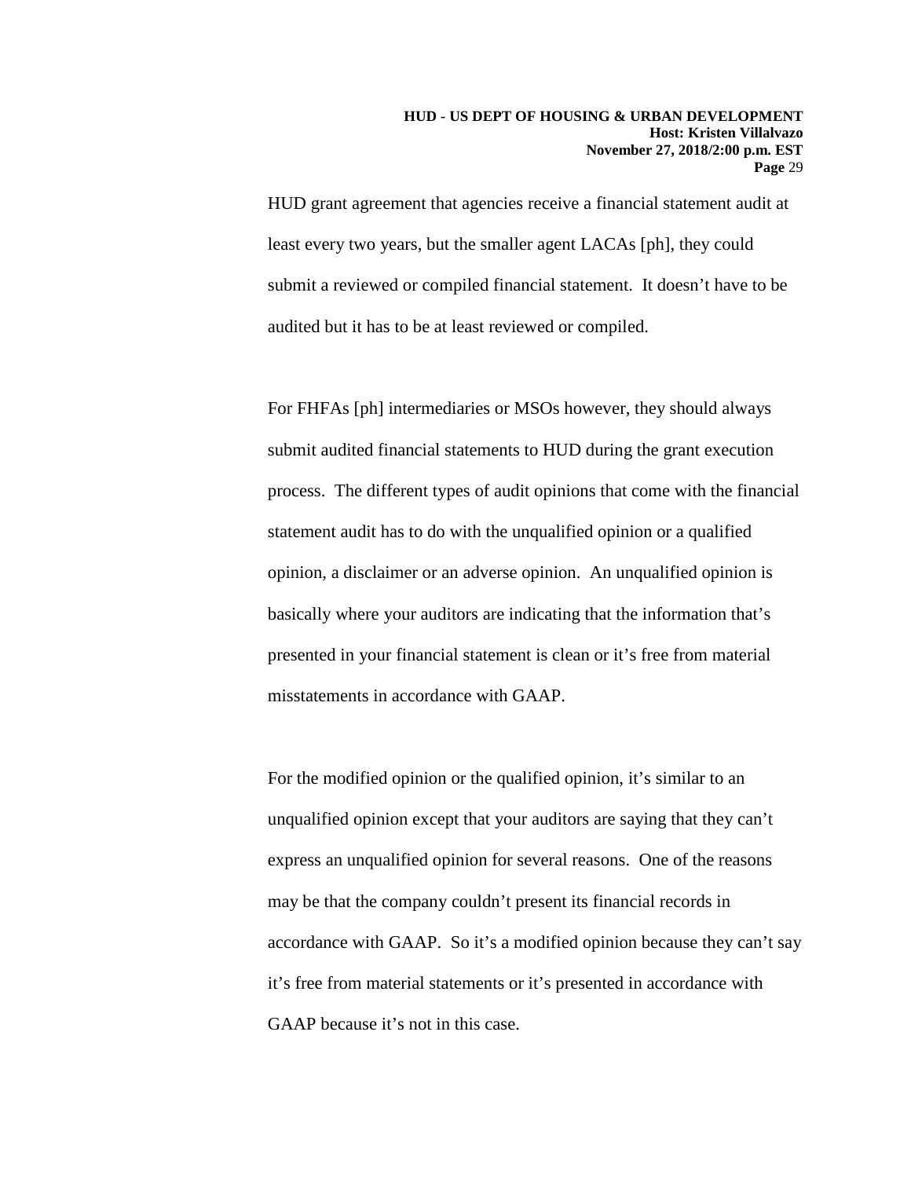HUD grant agreement that agencies receive a financial statement audit at least every two years, but the smaller agent LACAs [ph], they could submit a reviewed or compiled financial statement. It doesn't have to be audited but it has to be at least reviewed or compiled.

For FHFAs [ph] intermediaries or MSOs however, they should always submit audited financial statements to HUD during the grant execution process. The different types of audit opinions that come with the financial statement audit has to do with the unqualified opinion or a qualified opinion, a disclaimer or an adverse opinion. An unqualified opinion is basically where your auditors are indicating that the information that's presented in your financial statement is clean or it's free from material misstatements in accordance with GAAP.

For the modified opinion or the qualified opinion, it's similar to an unqualified opinion except that your auditors are saying that they can't express an unqualified opinion for several reasons. One of the reasons may be that the company couldn't present its financial records in accordance with GAAP. So it's a modified opinion because they can't say it's free from material statements or it's presented in accordance with GAAP because it's not in this case.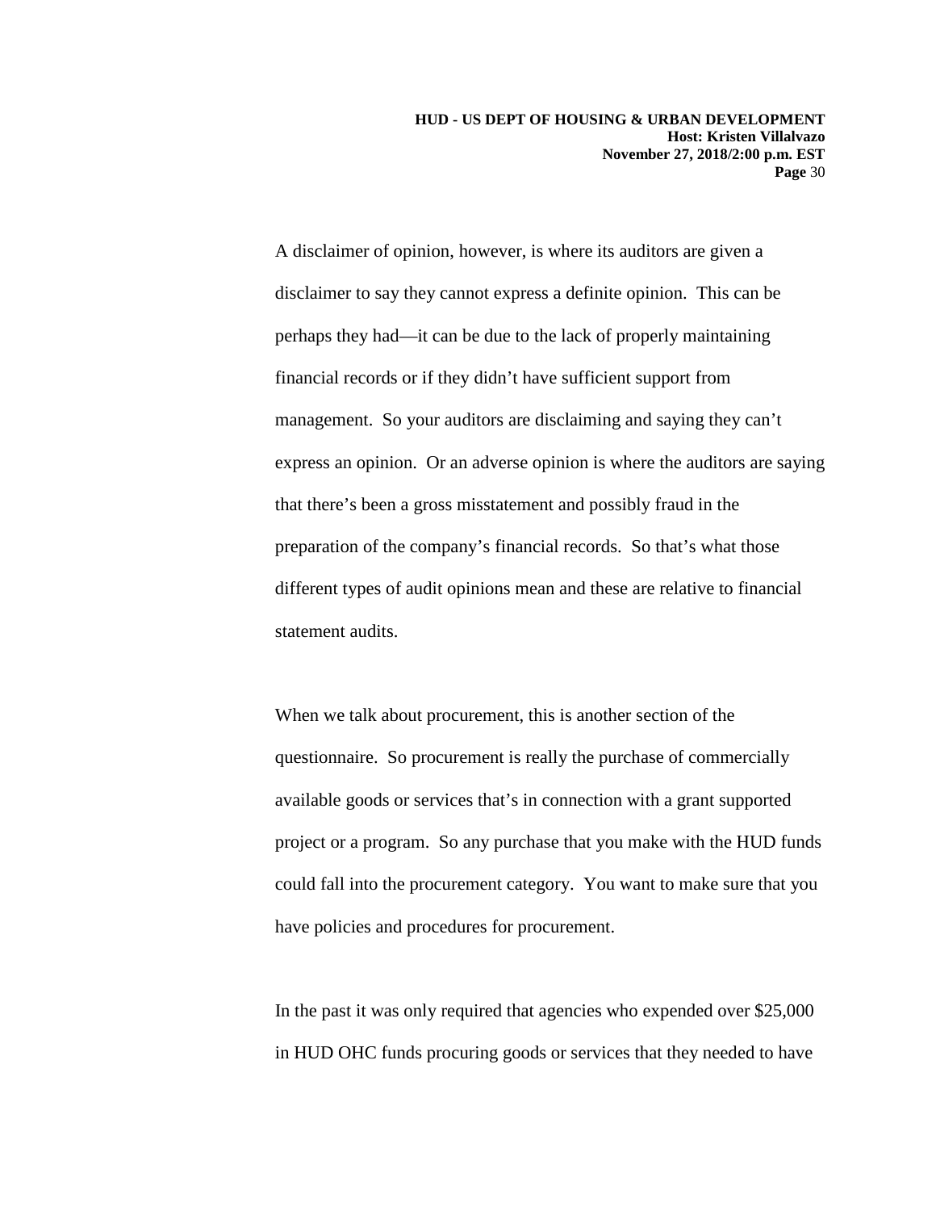A disclaimer of opinion, however, is where its auditors are given a disclaimer to say they cannot express a definite opinion. This can be perhaps they had—it can be due to the lack of properly maintaining financial records or if they didn't have sufficient support from management. So your auditors are disclaiming and saying they can't express an opinion. Or an adverse opinion is where the auditors are saying that there's been a gross misstatement and possibly fraud in the preparation of the company's financial records. So that's what those different types of audit opinions mean and these are relative to financial statement audits.

When we talk about procurement, this is another section of the questionnaire. So procurement is really the purchase of commercially available goods or services that's in connection with a grant supported project or a program. So any purchase that you make with the HUD funds could fall into the procurement category. You want to make sure that you have policies and procedures for procurement.

In the past it was only required that agencies who expended over $25,000 in HUD OHC funds procuring goods or services that they needed to have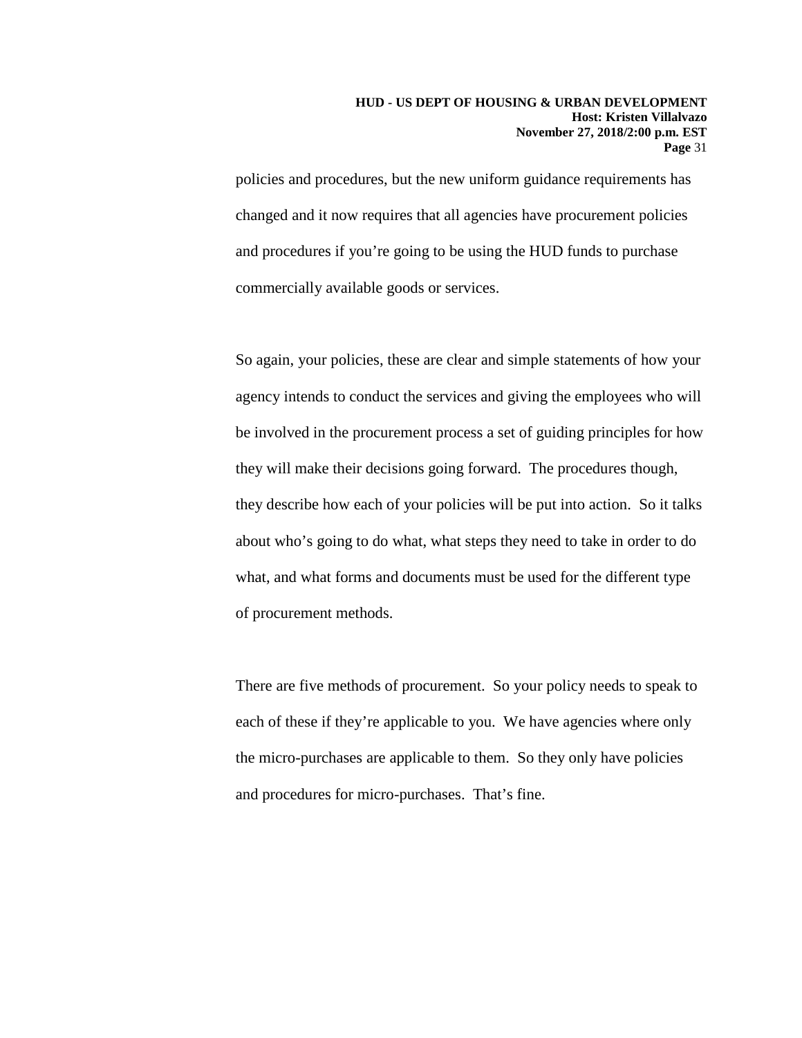policies and procedures, but the new uniform guidance requirements has changed and it now requires that all agencies have procurement policies and procedures if you're going to be using the HUD funds to purchase commercially available goods or services.

So again, your policies, these are clear and simple statements of how your agency intends to conduct the services and giving the employees who will be involved in the procurement process a set of guiding principles for how they will make their decisions going forward. The procedures though, they describe how each of your policies will be put into action. So it talks about who's going to do what, what steps they need to take in order to do what, and what forms and documents must be used for the different type of procurement methods.

There are five methods of procurement. So your policy needs to speak to each of these if they're applicable to you. We have agencies where only the micro-purchases are applicable to them. So they only have policies and procedures for micro-purchases. That's fine.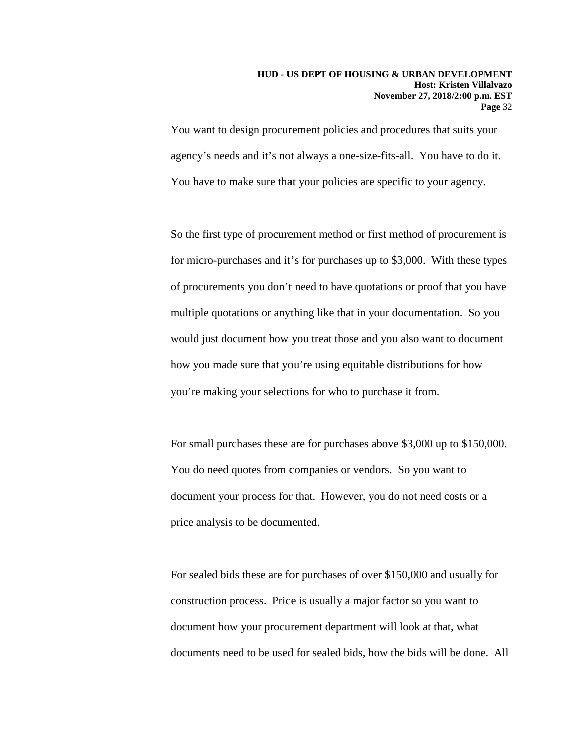You want to design procurement policies and procedures that suits your agency's needs and it's not always a one-size-fits-all. You have to do it. You have to make sure that your policies are specific to your agency.

So the first type of procurement method or first method of procurement is for micro-purchases and it's for purchases up to $3,000. With these types of procurements you don't need to have quotations or proof that you have multiple quotations or anything like that in your documentation. So you would just document how you treat those and you also want to document how you made sure that you're using equitable distributions for how you're making your selections for who to purchase it from.

For small purchases these are for purchases above $3,000 up to $150,000. You do need quotes from companies or vendors. So you want to document your process for that. However, you do not need costs or a price analysis to be documented.

For sealed bids these are for purchases of over $150,000 and usually for construction process. Price is usually a major factor so you want to document how your procurement department will look at that, what documents need to be used for sealed bids, how the bids will be done. All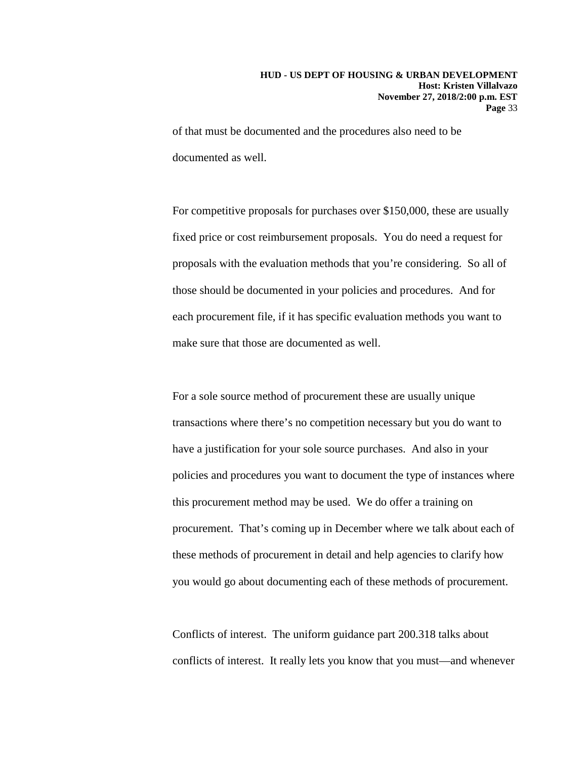of that must be documented and the procedures also need to be documented as well.

For competitive proposals for purchases over $150,000, these are usually fixed price or cost reimbursement proposals. You do need a request for proposals with the evaluation methods that you're considering. So all of those should be documented in your policies and procedures. And for each procurement file, if it has specific evaluation methods you want to make sure that those are documented as well.

For a sole source method of procurement these are usually unique transactions where there's no competition necessary but you do want to have a justification for your sole source purchases. And also in your policies and procedures you want to document the type of instances where this procurement method may be used. We do offer a training on procurement. That's coming up in December where we talk about each of these methods of procurement in detail and help agencies to clarify how you would go about documenting each of these methods of procurement.

Conflicts of interest. The uniform guidance part 200.318 talks about conflicts of interest. It really lets you know that you must—and whenever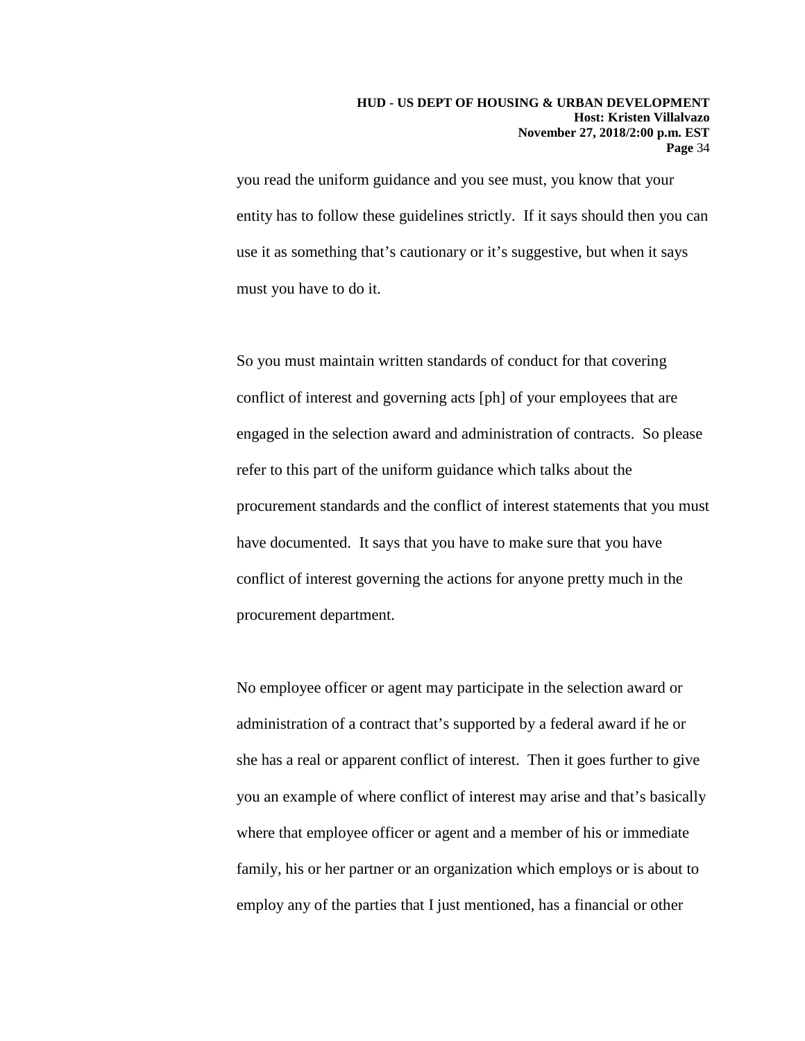you read the uniform guidance and you see must, you know that your entity has to follow these guidelines strictly. If it says should then you can use it as something that's cautionary or it's suggestive, but when it says must you have to do it.

So you must maintain written standards of conduct for that covering conflict of interest and governing acts [ph] of your employees that are engaged in the selection award and administration of contracts. So please refer to this part of the uniform guidance which talks about the procurement standards and the conflict of interest statements that you must have documented. It says that you have to make sure that you have conflict of interest governing the actions for anyone pretty much in the procurement department.

No employee officer or agent may participate in the selection award or administration of a contract that's supported by a federal award if he or she has a real or apparent conflict of interest. Then it goes further to give you an example of where conflict of interest may arise and that's basically where that employee officer or agent and a member of his or immediate family, his or her partner or an organization which employs or is about to employ any of the parties that I just mentioned, has a financial or other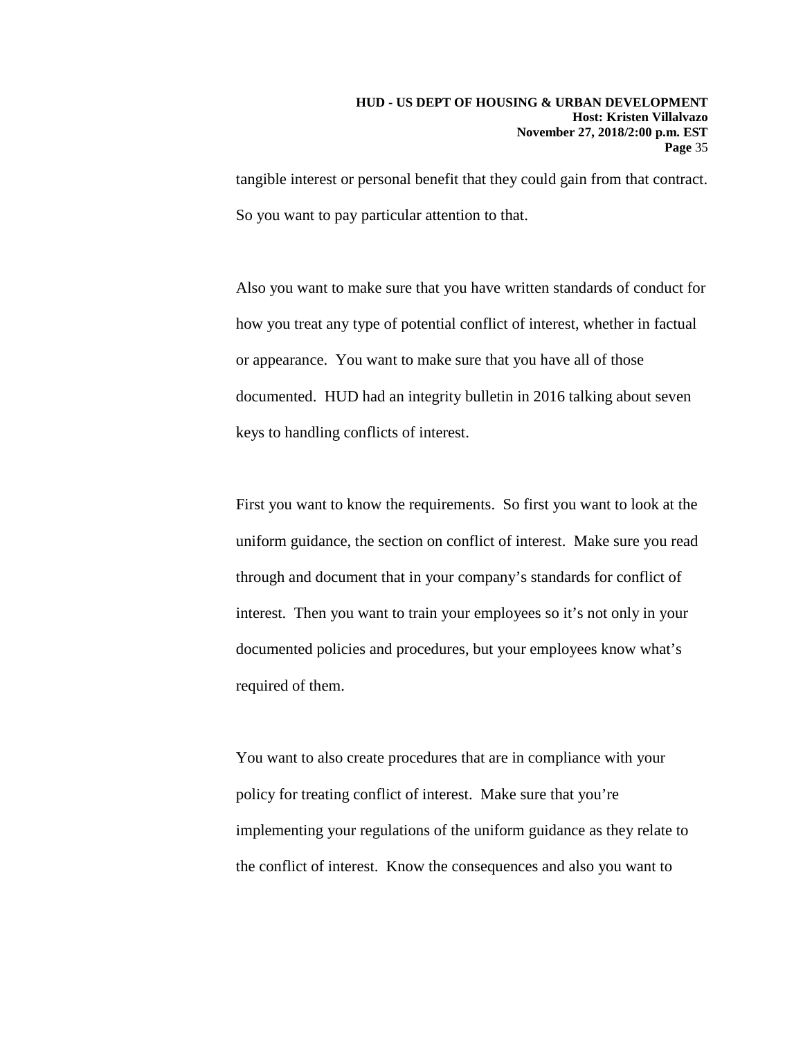tangible interest or personal benefit that they could gain from that contract. So you want to pay particular attention to that.

Also you want to make sure that you have written standards of conduct for how you treat any type of potential conflict of interest, whether in factual or appearance. You want to make sure that you have all of those documented. HUD had an integrity bulletin in 2016 talking about seven keys to handling conflicts of interest.

First you want to know the requirements. So first you want to look at the uniform guidance, the section on conflict of interest. Make sure you read through and document that in your company's standards for conflict of interest. Then you want to train your employees so it's not only in your documented policies and procedures, but your employees know what's required of them.

You want to also create procedures that are in compliance with your policy for treating conflict of interest. Make sure that you're implementing your regulations of the uniform guidance as they relate to the conflict of interest. Know the consequences and also you want to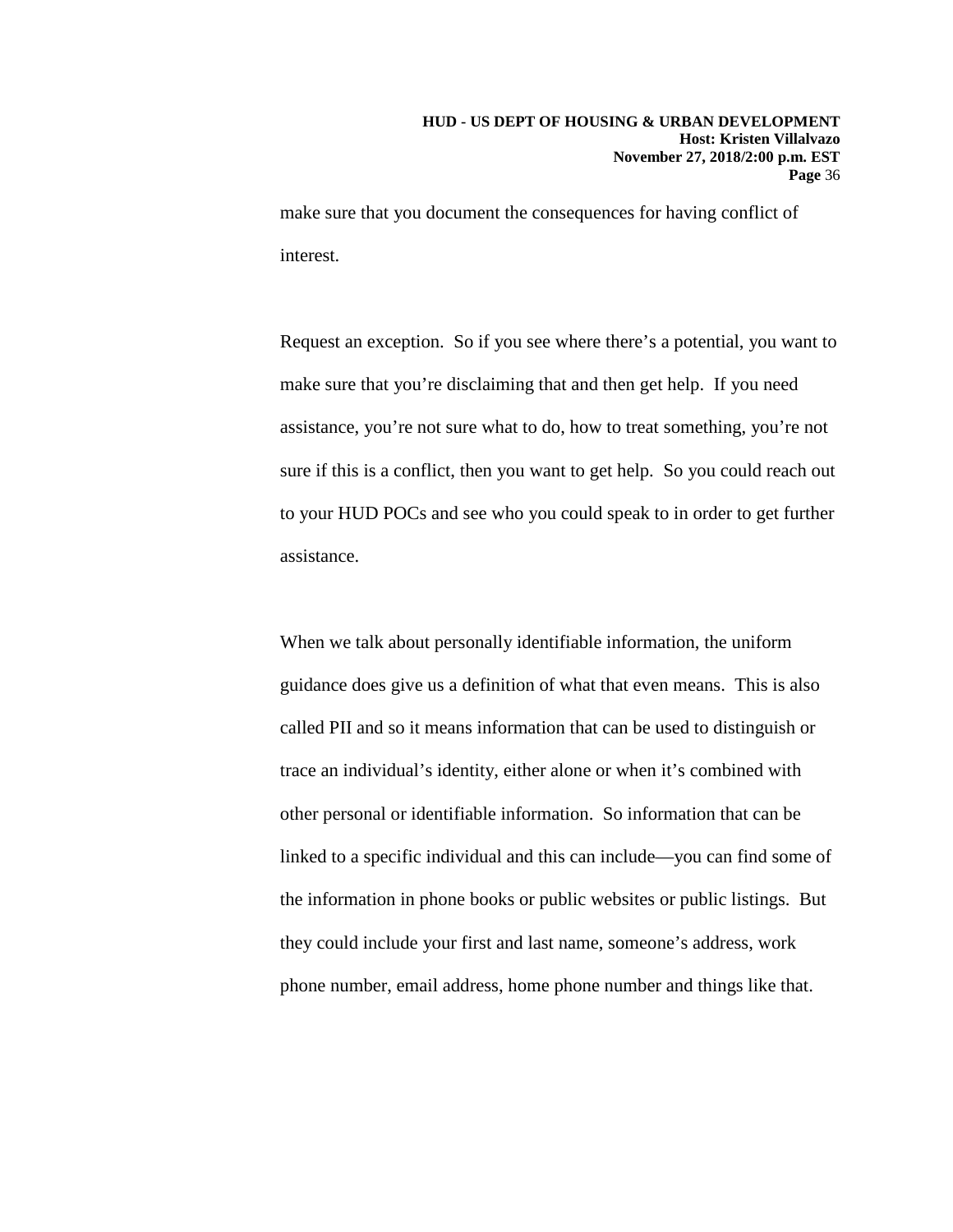make sure that you document the consequences for having conflict of interest.

Request an exception. So if you see where there's a potential, you want to make sure that you're disclaiming that and then get help. If you need assistance, you're not sure what to do, how to treat something, you're not sure if this is a conflict, then you want to get help. So you could reach out to your HUD POCs and see who you could speak to in order to get further assistance.

When we talk about personally identifiable information, the uniform guidance does give us a definition of what that even means. This is also called PII and so it means information that can be used to distinguish or trace an individual's identity, either alone or when it's combined with other personal or identifiable information. So information that can be linked to a specific individual and this can include—you can find some of the information in phone books or public websites or public listings. But they could include your first and last name, someone's address, work phone number, email address, home phone number and things like that.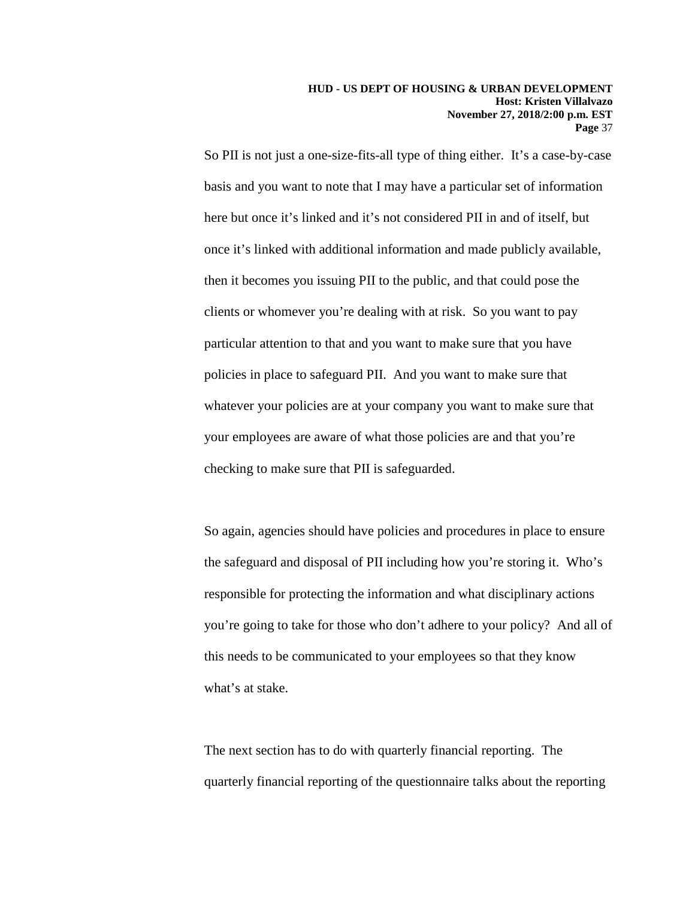So PII is not just a one-size-fits-all type of thing either. It's a case-by-case basis and you want to note that I may have a particular set of information here but once it's linked and it's not considered PII in and of itself, but once it's linked with additional information and made publicly available, then it becomes you issuing PII to the public, and that could pose the clients or whomever you're dealing with at risk. So you want to pay particular attention to that and you want to make sure that you have policies in place to safeguard PII. And you want to make sure that whatever your policies are at your company you want to make sure that your employees are aware of what those policies are and that you're checking to make sure that PII is safeguarded.

So again, agencies should have policies and procedures in place to ensure the safeguard and disposal of PII including how you're storing it. Who's responsible for protecting the information and what disciplinary actions you're going to take for those who don't adhere to your policy? And all of this needs to be communicated to your employees so that they know what's at stake.

The next section has to do with quarterly financial reporting. The quarterly financial reporting of the questionnaire talks about the reporting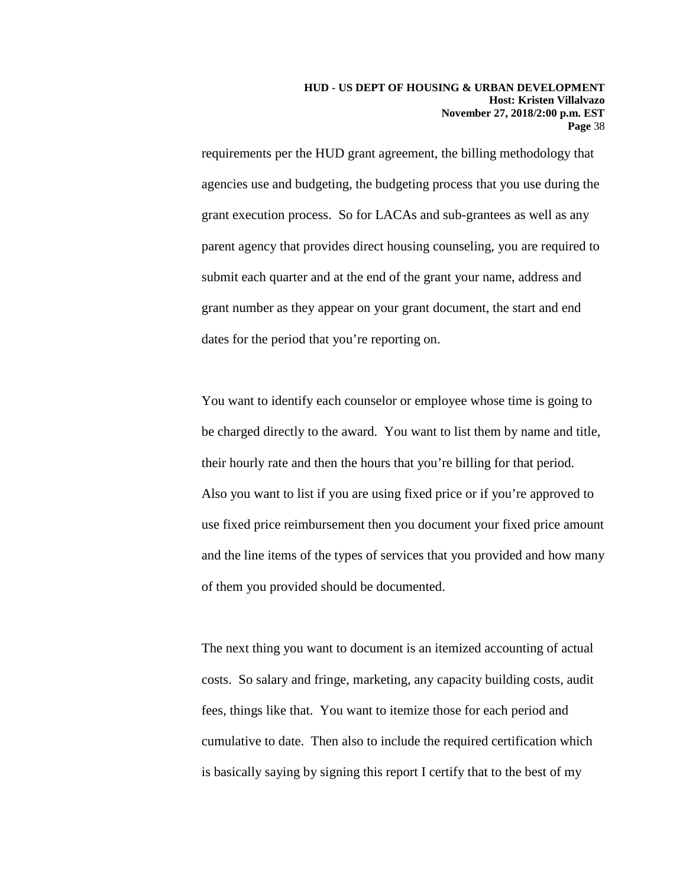requirements per the HUD grant agreement, the billing methodology that agencies use and budgeting, the budgeting process that you use during the grant execution process. So for LACAs and sub-grantees as well as any parent agency that provides direct housing counseling, you are required to submit each quarter and at the end of the grant your name, address and grant number as they appear on your grant document, the start and end dates for the period that you're reporting on.

You want to identify each counselor or employee whose time is going to be charged directly to the award. You want to list them by name and title, their hourly rate and then the hours that you're billing for that period. Also you want to list if you are using fixed price or if you're approved to use fixed price reimbursement then you document your fixed price amount and the line items of the types of services that you provided and how many of them you provided should be documented.

The next thing you want to document is an itemized accounting of actual costs. So salary and fringe, marketing, any capacity building costs, audit fees, things like that. You want to itemize those for each period and cumulative to date. Then also to include the required certification which is basically saying by signing this report I certify that to the best of my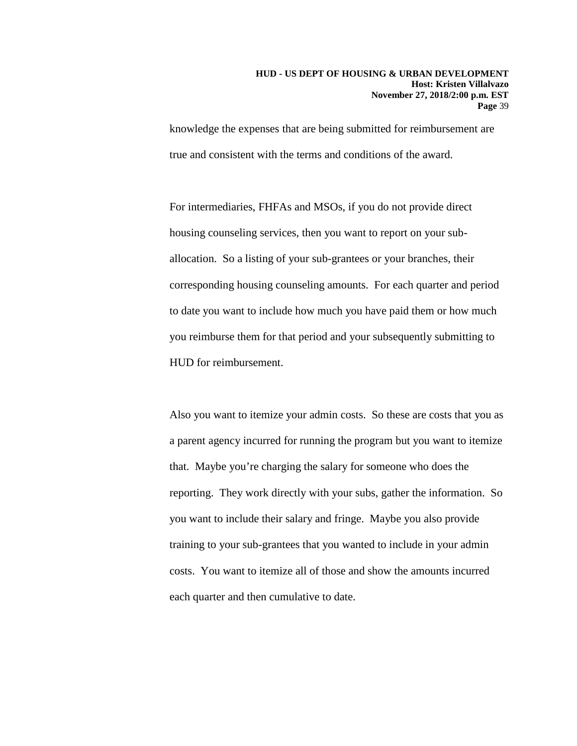knowledge the expenses that are being submitted for reimbursement are true and consistent with the terms and conditions of the award.

For intermediaries, FHFAs and MSOs, if you do not provide direct housing counseling services, then you want to report on your sub-allocation. So a listing of your sub-grantees or your branches, their corresponding housing counseling amounts. For each quarter and period to date you want to include how much you have paid them or how much you reimburse them for that period and your subsequently submitting to HUD for reimbursement.

Also you want to itemize your admin costs. So these are costs that you as a parent agency incurred for running the program but you want to itemize that. Maybe you're charging the salary for someone who does the reporting. They work directly with your subs, gather the information. So you want to include their salary and fringe. Maybe you also provide training to your sub-grantees that you wanted to include in your admin costs. You want to itemize all of those and show the amounts incurred each quarter and then cumulative to date.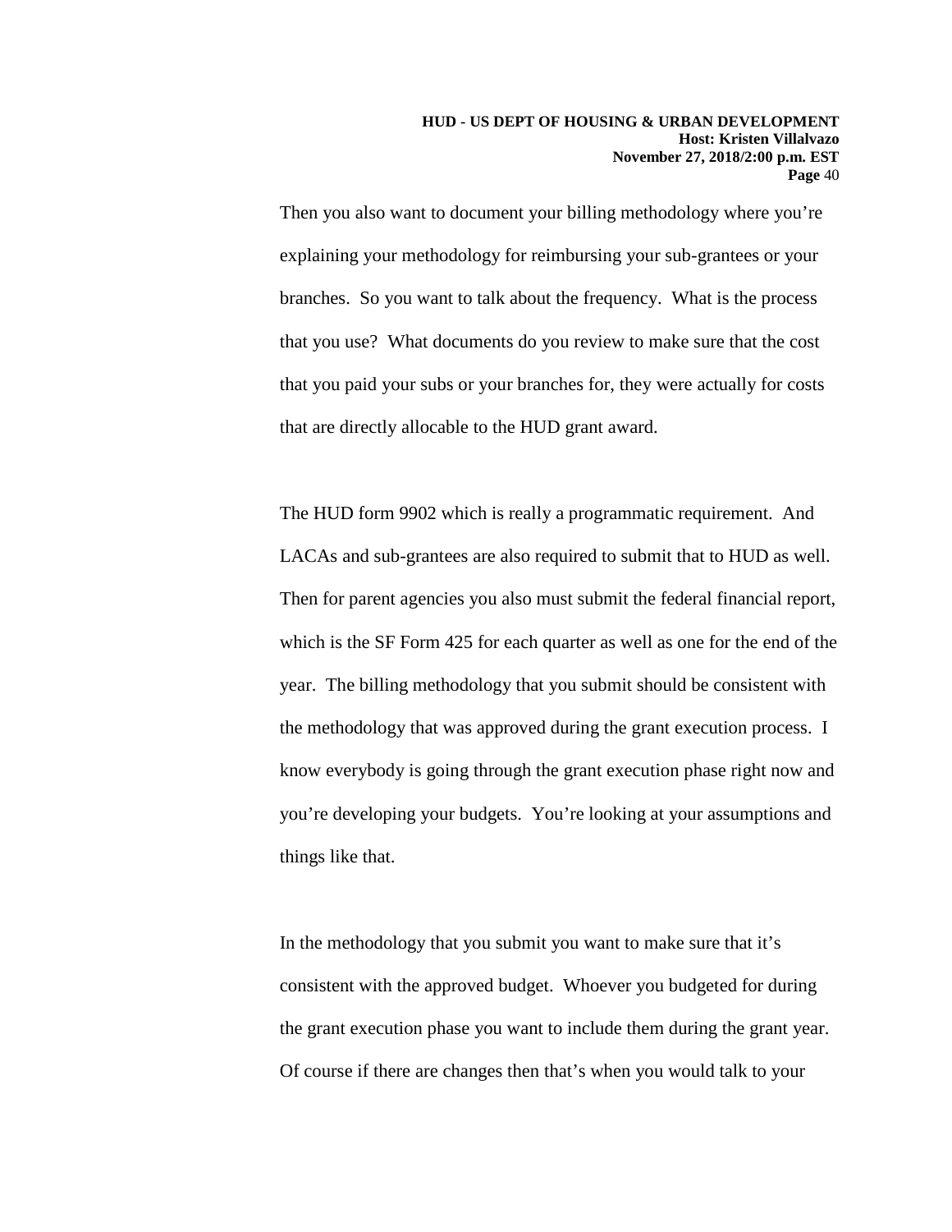Then you also want to document your billing methodology where you're explaining your methodology for reimbursing your sub-grantees or your branches. So you want to talk about the frequency. What is the process that you use? What documents do you review to make sure that the cost that you paid your subs or your branches for, they were actually for costs that are directly allocable to the HUD grant award.

The HUD form 9902 which is really a programmatic requirement. And LACAs and sub-grantees are also required to submit that to HUD as well. Then for parent agencies you also must submit the federal financial report, which is the SF Form 425 for each quarter as well as one for the end of the year. The billing methodology that you submit should be consistent with the methodology that was approved during the grant execution process. I know everybody is going through the grant execution phase right now and you're developing your budgets. You're looking at your assumptions and things like that.

In the methodology that you submit you want to make sure that it's consistent with the approved budget. Whoever you budgeted for during the grant execution phase you want to include them during the grant year. Of course if there are changes then that's when you would talk to your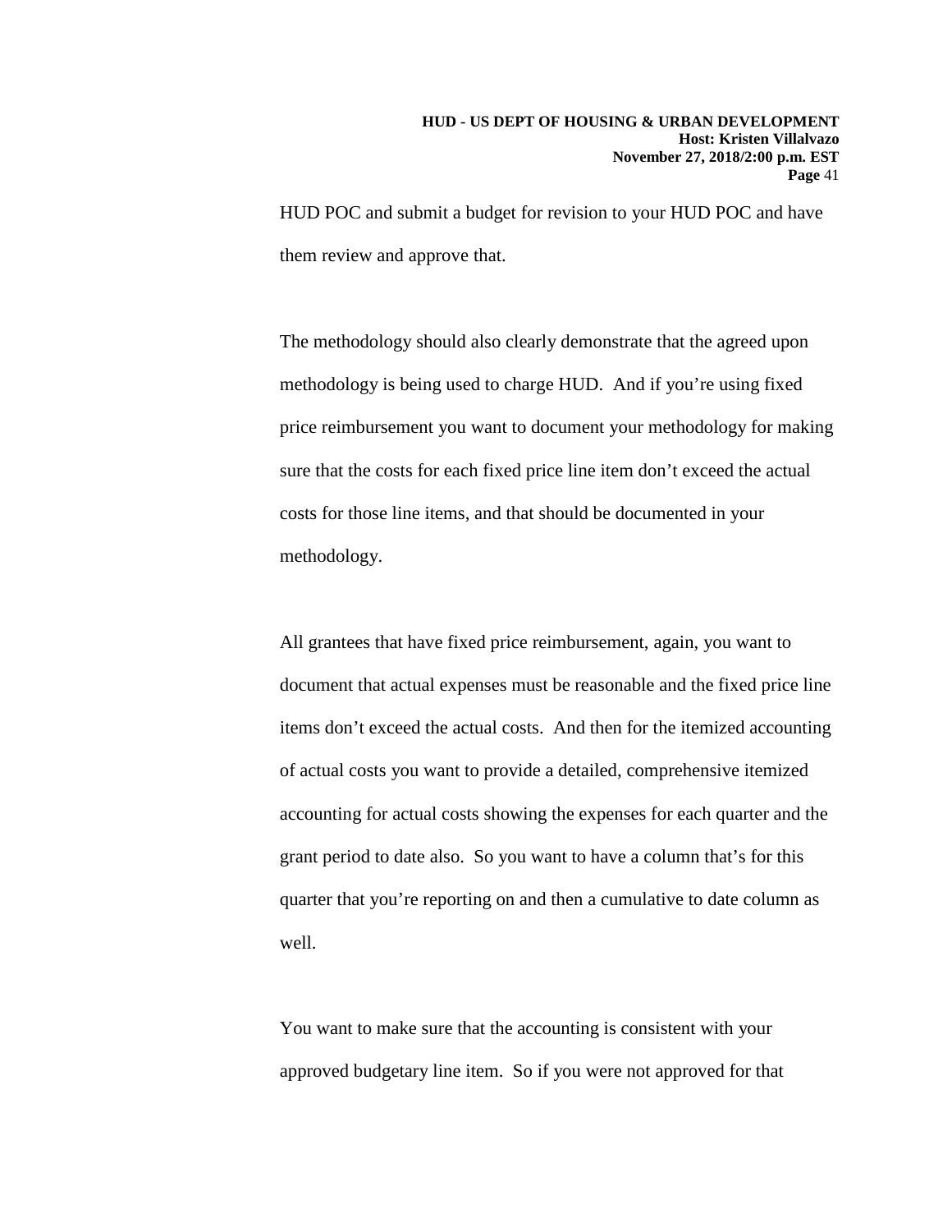HUD POC and submit a budget for revision to your HUD POC and have them review and approve that.

The methodology should also clearly demonstrate that the agreed upon methodology is being used to charge HUD. And if you're using fixed price reimbursement you want to document your methodology for making sure that the costs for each fixed price line item don't exceed the actual costs for those line items, and that should be documented in your methodology.

All grantees that have fixed price reimbursement, again, you want to document that actual expenses must be reasonable and the fixed price line items don't exceed the actual costs. And then for the itemized accounting of actual costs you want to provide a detailed, comprehensive itemized accounting for actual costs showing the expenses for each quarter and the grant period to date also. So you want to have a column that's for this quarter that you're reporting on and then a cumulative to date column as well.

You want to make sure that the accounting is consistent with your approved budgetary line item. So if you were not approved for that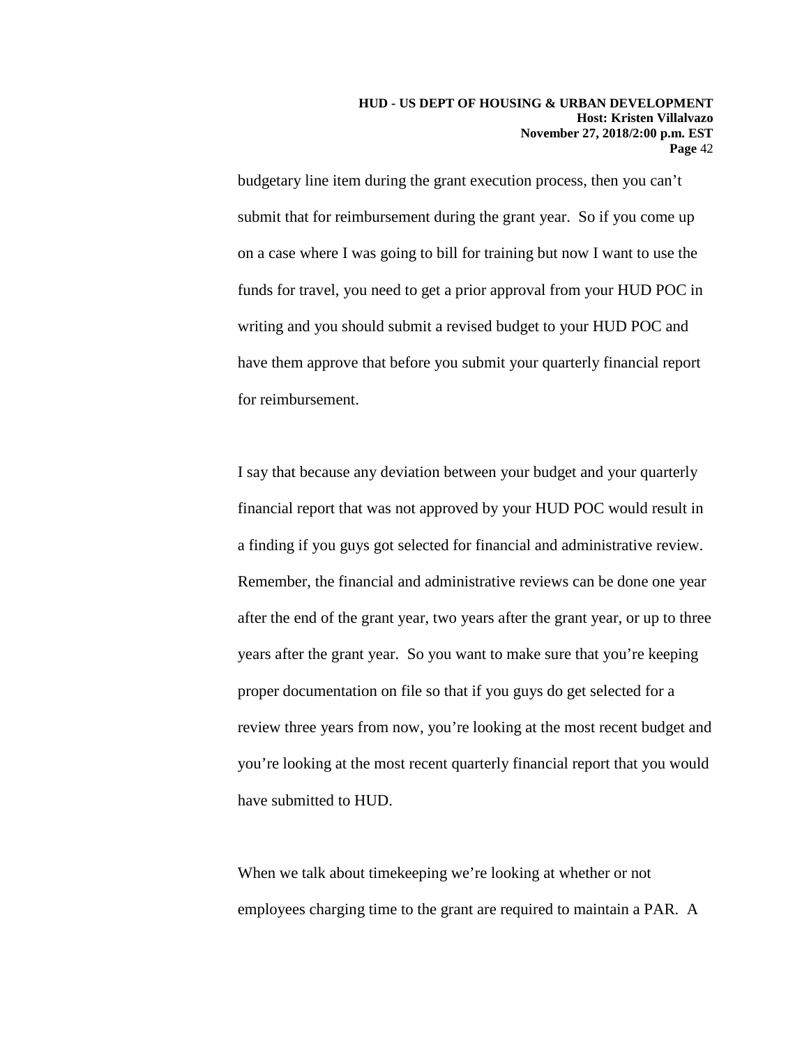budgetary line item during the grant execution process, then you can't submit that for reimbursement during the grant year. So if you come up on a case where I was going to bill for training but now I want to use the funds for travel, you need to get a prior approval from your HUD POC in writing and you should submit a revised budget to your HUD POC and have them approve that before you submit your quarterly financial report for reimbursement.

I say that because any deviation between your budget and your quarterly financial report that was not approved by your HUD POC would result in a finding if you guys got selected for financial and administrative review. Remember, the financial and administrative reviews can be done one year after the end of the grant year, two years after the grant year, or up to three years after the grant year. So you want to make sure that you're keeping proper documentation on file so that if you guys do get selected for a review three years from now, you're looking at the most recent budget and you're looking at the most recent quarterly financial report that you would have submitted to HUD.

When we talk about timekeeping we're looking at whether or not employees charging time to the grant are required to maintain a PAR. A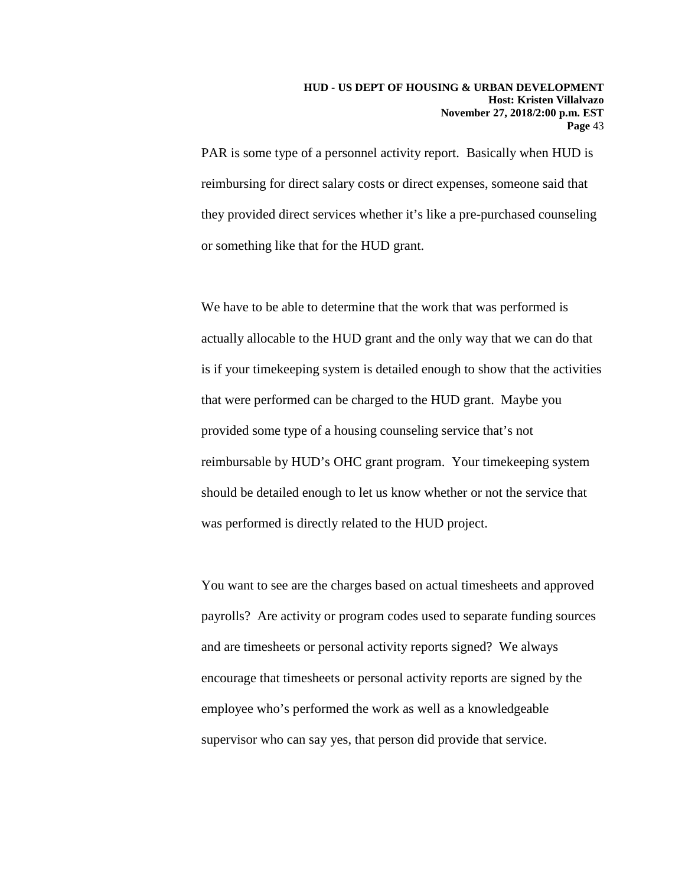PAR is some type of a personnel activity report. Basically when HUD is reimbursing for direct salary costs or direct expenses, someone said that they provided direct services whether it's like a pre-purchased counseling or something like that for the HUD grant.

We have to be able to determine that the work that was performed is actually allocable to the HUD grant and the only way that we can do that is if your timekeeping system is detailed enough to show that the activities that were performed can be charged to the HUD grant. Maybe you provided some type of a housing counseling service that's not reimbursable by HUD's OHC grant program. Your timekeeping system should be detailed enough to let us know whether or not the service that was performed is directly related to the HUD project.

You want to see are the charges based on actual timesheets and approved payrolls? Are activity or program codes used to separate funding sources and are timesheets or personal activity reports signed? We always encourage that timesheets or personal activity reports are signed by the employee who's performed the work as well as a knowledgeable supervisor who can say yes, that person did provide that service.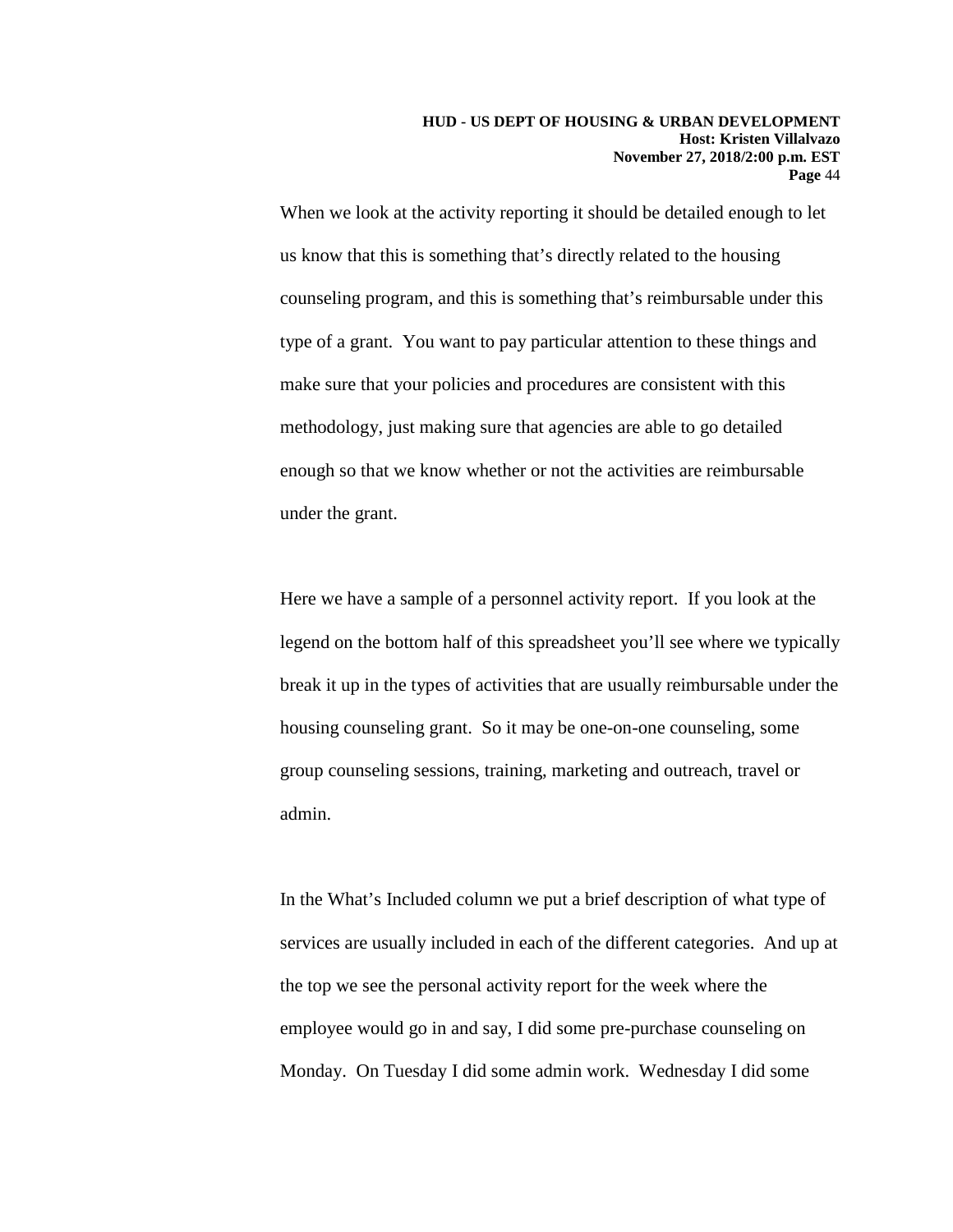When we look at the activity reporting it should be detailed enough to let us know that this is something that's directly related to the housing counseling program, and this is something that's reimbursable under this type of a grant. You want to pay particular attention to these things and make sure that your policies and procedures are consistent with this methodology, just making sure that agencies are able to go detailed enough so that we know whether or not the activities are reimbursable under the grant.

Here we have a sample of a personnel activity report. If you look at the legend on the bottom half of this spreadsheet you'll see where we typically break it up in the types of activities that are usually reimbursable under the housing counseling grant. So it may be one-on-one counseling, some group counseling sessions, training, marketing and outreach, travel or admin.

In the What's Included column we put a brief description of what type of services are usually included in each of the different categories. And up at the top we see the personal activity report for the week where the employee would go in and say, I did some pre-purchase counseling on Monday. On Tuesday I did some admin work. Wednesday I did some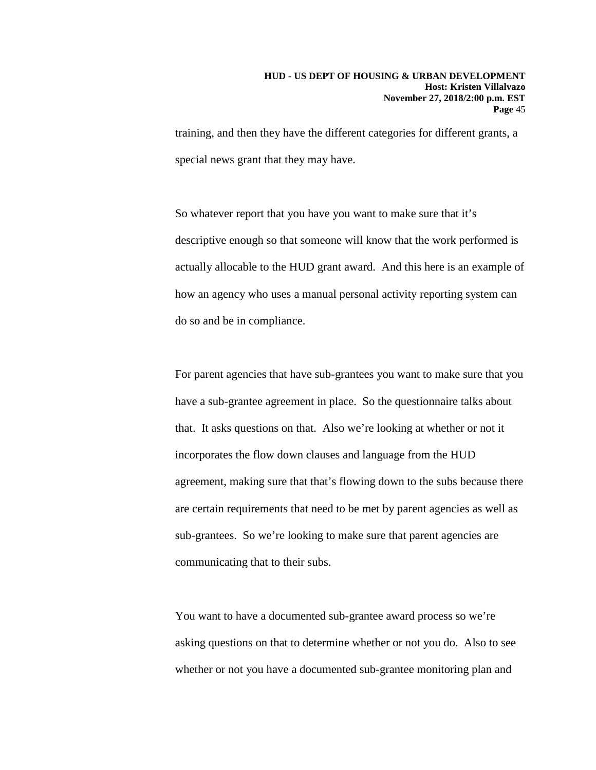training, and then they have the different categories for different grants, a special news grant that they may have.

So whatever report that you have you want to make sure that it's descriptive enough so that someone will know that the work performed is actually allocable to the HUD grant award. And this here is an example of how an agency who uses a manual personal activity reporting system can do so and be in compliance.

For parent agencies that have sub-grantees you want to make sure that you have a sub-grantee agreement in place. So the questionnaire talks about that. It asks questions on that. Also we're looking at whether or not it incorporates the flow down clauses and language from the HUD agreement, making sure that that's flowing down to the subs because there are certain requirements that need to be met by parent agencies as well as sub-grantees. So we're looking to make sure that parent agencies are communicating that to their subs.

You want to have a documented sub-grantee award process so we're asking questions on that to determine whether or not you do. Also to see whether or not you have a documented sub-grantee monitoring plan and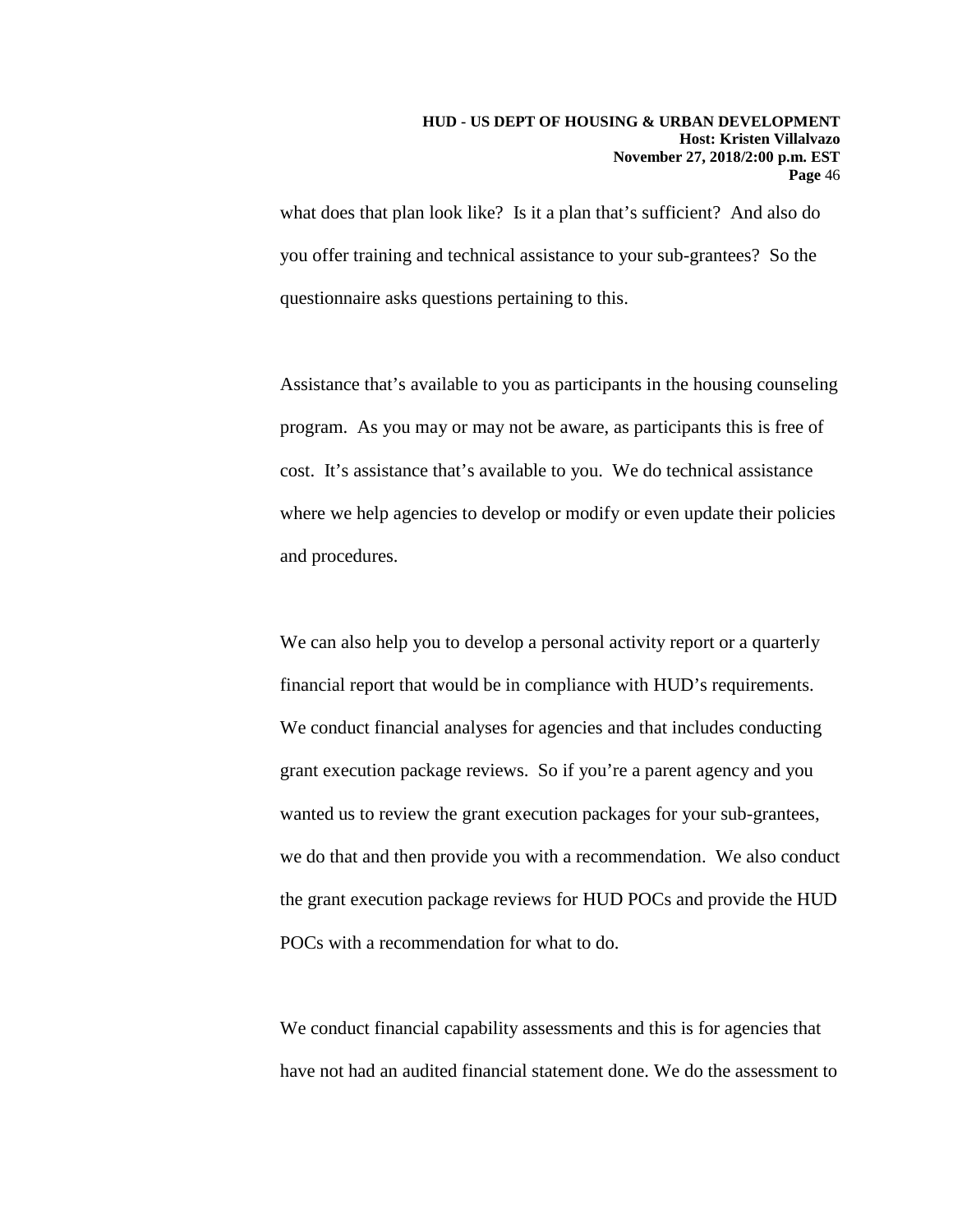what does that plan look like? Is it a plan that's sufficient? And also do you offer training and technical assistance to your sub-grantees? So the questionnaire asks questions pertaining to this.

Assistance that's available to you as participants in the housing counseling program. As you may or may not be aware, as participants this is free of cost. It's assistance that's available to you. We do technical assistance where we help agencies to develop or modify or even update their policies and procedures.

We can also help you to develop a personal activity report or a quarterly financial report that would be in compliance with HUD's requirements. We conduct financial analyses for agencies and that includes conducting grant execution package reviews. So if you're a parent agency and you wanted us to review the grant execution packages for your sub-grantees, we do that and then provide you with a recommendation. We also conduct the grant execution package reviews for HUD POCs and provide the HUD POCs with a recommendation for what to do.

We conduct financial capability assessments and this is for agencies that have not had an audited financial statement done. We do the assessment to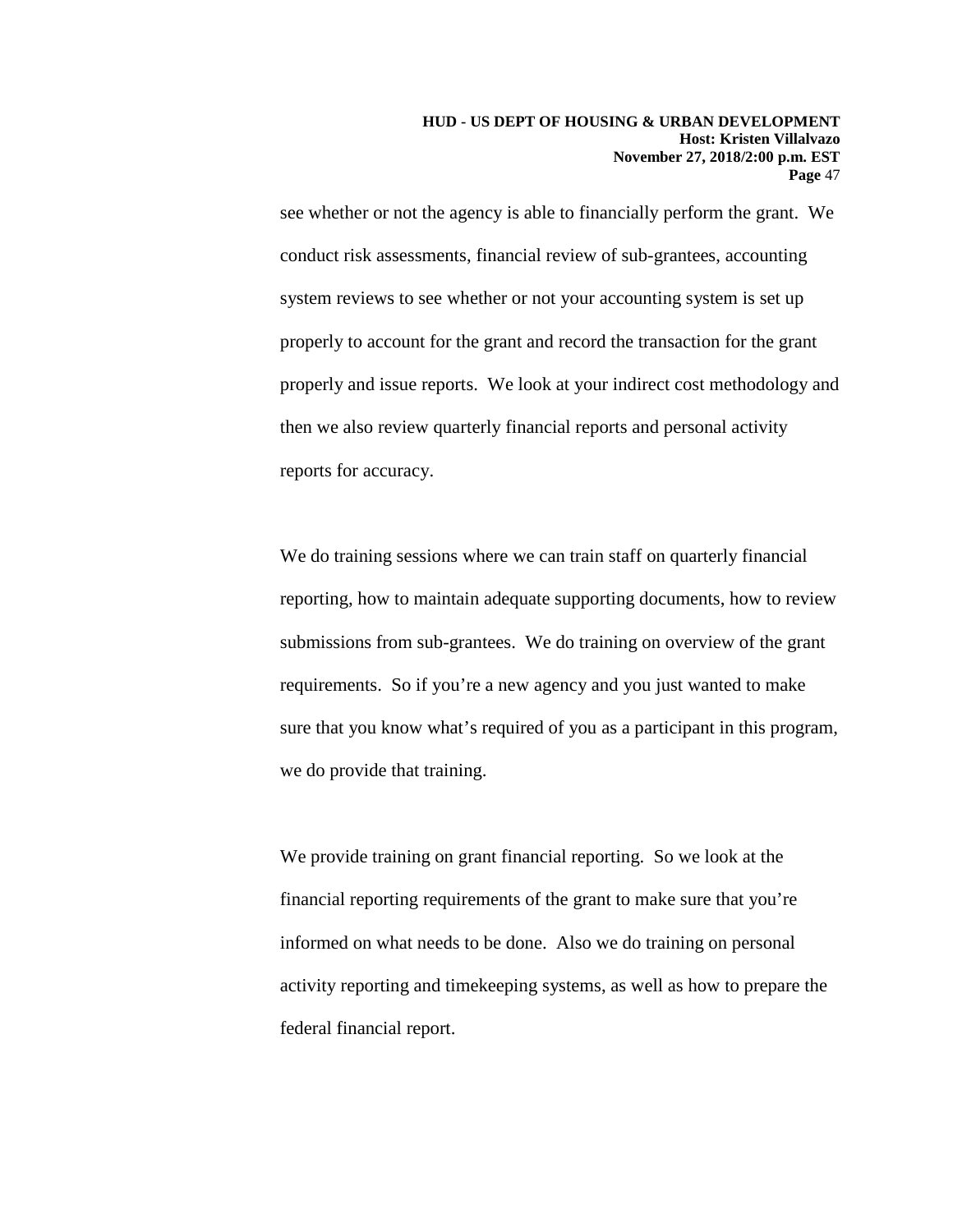see whether or not the agency is able to financially perform the grant. We conduct risk assessments, financial review of sub-grantees, accounting system reviews to see whether or not your accounting system is set up properly to account for the grant and record the transaction for the grant properly and issue reports. We look at your indirect cost methodology and then we also review quarterly financial reports and personal activity reports for accuracy.

We do training sessions where we can train staff on quarterly financial reporting, how to maintain adequate supporting documents, how to review submissions from sub-grantees. We do training on overview of the grant requirements. So if you're a new agency and you just wanted to make sure that you know what's required of you as a participant in this program, we do provide that training.

We provide training on grant financial reporting. So we look at the financial reporting requirements of the grant to make sure that you're informed on what needs to be done. Also we do training on personal activity reporting and timekeeping systems, as well as how to prepare the federal financial report.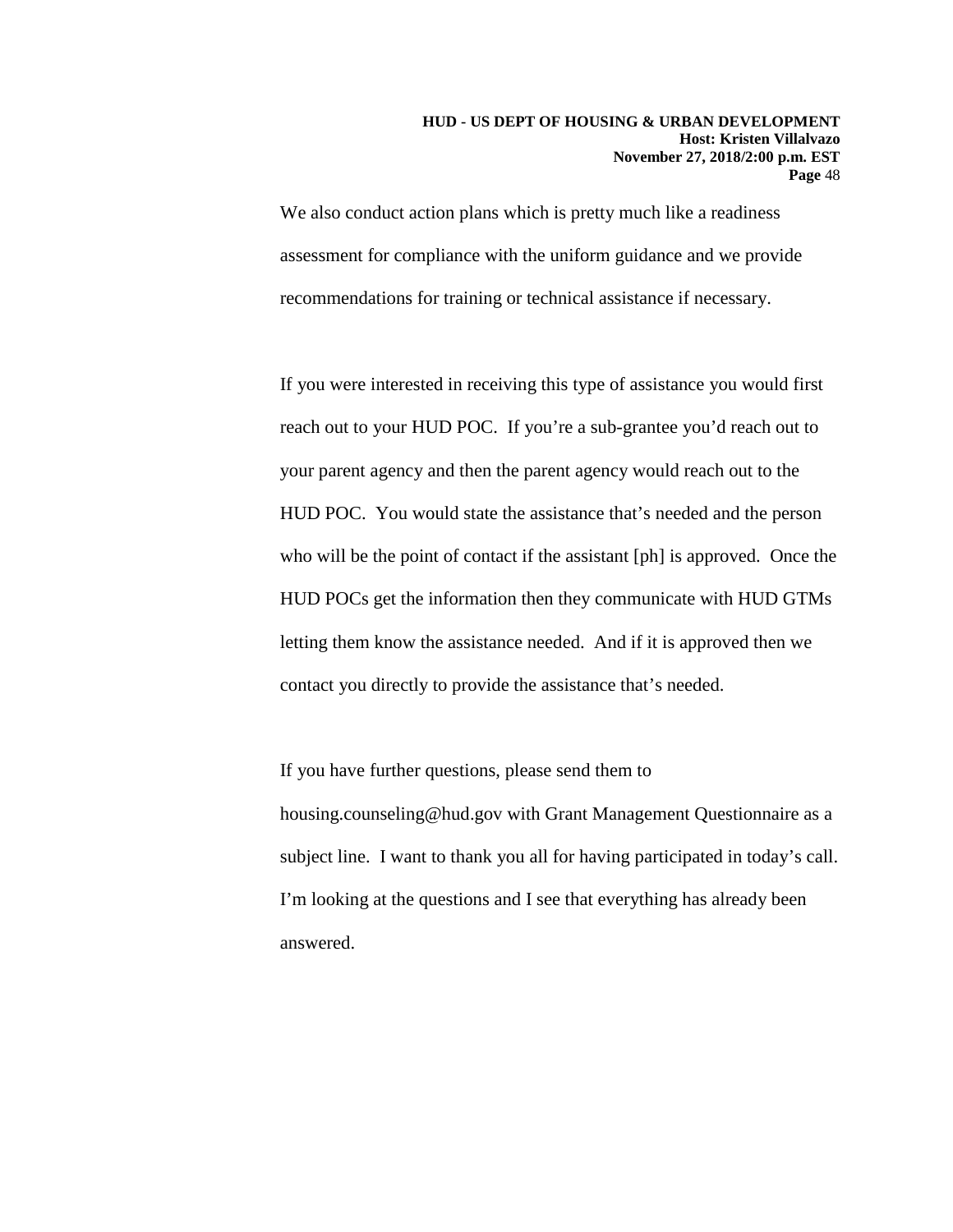We also conduct action plans which is pretty much like a readiness assessment for compliance with the uniform guidance and we provide recommendations for training or technical assistance if necessary.

If you were interested in receiving this type of assistance you would first reach out to your HUD POC. If you're a sub-grantee you'd reach out to your parent agency and then the parent agency would reach out to the HUD POC. You would state the assistance that's needed and the person who will be the point of contact if the assistant [ph] is approved. Once the HUD POCs get the information then they communicate with HUD GTMs letting them know the assistance needed. And if it is approved then we contact you directly to provide the assistance that's needed.

If you have further questions, please send them to housing.counseling@hud.gov with Grant Management Questionnaire as a subject line. I want to thank you all for having participated in today's call. I'm looking at the questions and I see that everything has already been answered.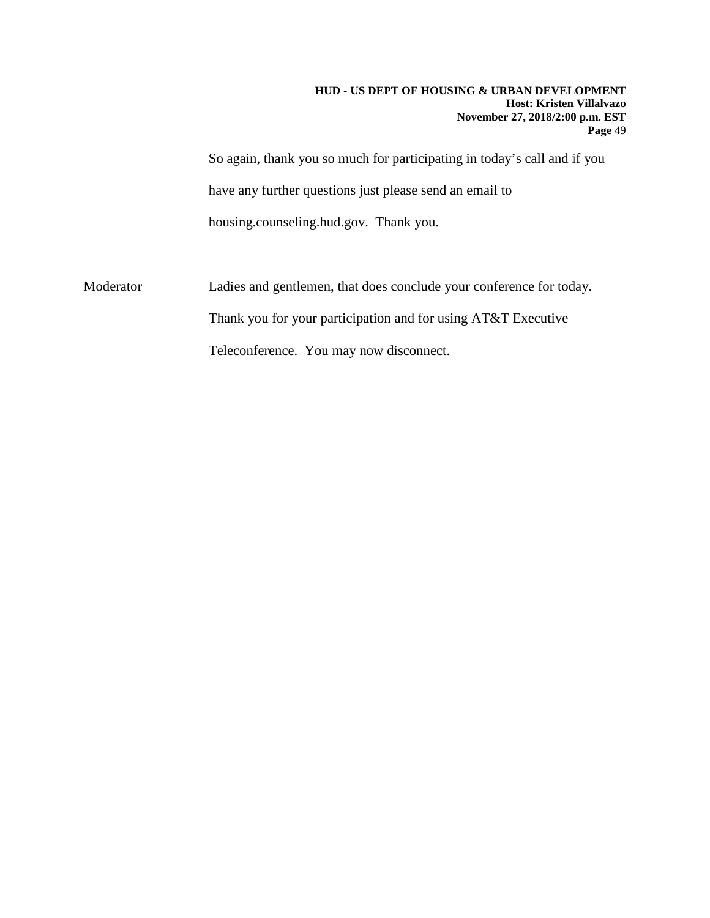So again, thank you so much for participating in today's call and if you have any further questions just please send an email to housing.counseling.hud.gov. Thank you.

Moderator: Ladies and gentlemen, that does conclude your conference for today. Thank you for your participation and for using AT&T Executive Teleconference. You may now disconnect.